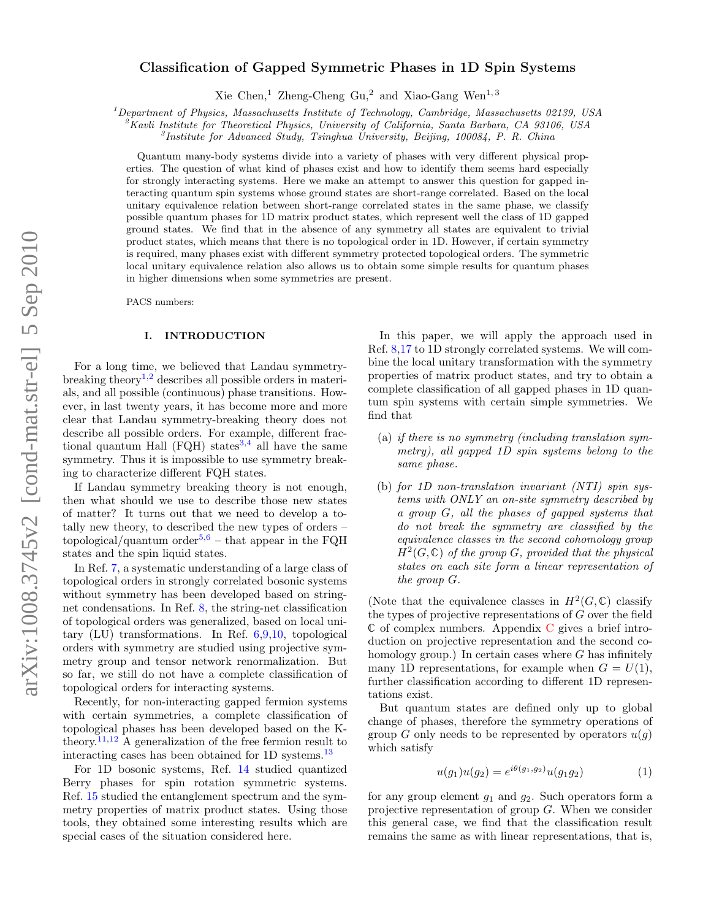# Classification of Gapped Symmetric Phases in 1D Spin Systems

Xie Chen,[1] Zheng-Cheng Gu,[2] and Xiao-Gang Wen[1,3]

[1] *Department of Physics, Massachusetts Institute of Technology, Cambridge, Massachusetts 02139, USA*
[2] *Kavli Institute for Theoretical Physics, University of California, Santa Barbara, CA 93106, USA*
[3] *Institute for Advanced Study, Tsinghua University, Beijing, 100084, P. R. China*

Quantum many-body systems divide into a variety of phases with very different physical properties. The question of what kind of phases exist and how to identify them seems hard especially for strongly interacting systems. Here we make an attempt to answer this question for gapped interacting quantum spin systems whose ground states are short-range correlated. Based on the local unitary equivalence relation between short-range correlated states in the same phase, we classify possible quantum phases for 1D matrix product states, which represent well the class of 1D gapped ground states. We find that in the absence of any symmetry all states are equivalent to trivial product states, which means that there is no topological order in 1D. However, if certain symmetry is required, many phases exist with different symmetry protected topological orders. The symmetric local unitary equivalence relation also allows us to obtain some simple results for quantum phases in higher dimensions when some symmetries are present.

PACS numbers:

## I. INTRODUCTION

For a long time, we believed that Landau symmetry-breaking theory[1,2] describes all possible orders in materials, and all possible (continuous) phase transitions. However, in last twenty years, it has become more and more clear that Landau symmetry-breaking theory does not describe all possible orders. For example, different fractional quantum Hall (FQH) states[3,4] all have the same symmetry. Thus it is impossible to use symmetry breaking to characterize different FQH states.

If Landau symmetry breaking theory is not enough, then what should we use to describe those new states of matter? It turns out that we need to develop a totally new theory, to described the new types of orders – topological/quantum order[5,6] – that appear in the FQH states and the spin liquid states.

In Ref. 7, a systematic understanding of a large class of topological orders in strongly correlated bosonic systems without symmetry has been developed based on string-net condensations. In Ref. 8, the string-net classification of topological orders was generalized, based on local unitary (LU) transformations. In Ref. 6,9,10, topological orders with symmetry are studied using projective symmetry group and tensor network renormalization. But so far, we still do not have a complete classification of topological orders for interacting systems.

Recently, for non-interacting gapped fermion systems with certain symmetries, a complete classification of topological phases has been developed based on the K-theory.[11,12] A generalization of the free fermion result to interacting cases has been obtained for 1D systems.[13]

For 1D bosonic systems, Ref. 14 studied quantized Berry phases for spin rotation symmetric systems. Ref. 15 studied the entanglement spectrum and the symmetry properties of matrix product states. Using those tools, they obtained some interesting results which are special cases of the situation considered here.

In this paper, we will apply the approach used in Ref. 8,17 to 1D strongly correlated systems. We will combine the local unitary transformation with the symmetry properties of matrix product states, and try to obtain a complete classification of all gapped phases in 1D quantum spin systems with certain simple symmetries. We find that

(a) *if there is no symmetry (including translation symmetry), all gapped 1D spin systems belong to the same phase.*

(b) *for 1D non-translation invariant (NTI) spin systems with ONLY an on-site symmetry described by a group $G$, all the phases of gapped systems that do not break the symmetry are classified by the equivalence classes in the second cohomology group $H^2(G,\mathbb{C})$ of the group $G$, provided that the physical states on each site form a linear representation of the group $G$.*

(Note that the equivalence classes in $H^2(G,\mathbb{C})$ classify the types of projective representations of $G$ over the field $\mathbb{C}$ of complex numbers. Appendix C gives a brief introduction on projective representation and the second cohomology group.) In certain cases where $G$ has infinitely many 1D representations, for example when $G = U(1)$, further classification according to different 1D representations exist.

But quantum states are defined only up to global change of phases, therefore the symmetry operations of group $G$ only needs to be represented by operators $u(g)$ which satisfy

$$u(g_1)u(g_2) = e^{i\theta(g_1,g_2)}u(g_1g_2) \tag{1}$$

for any group element $g_1$ and $g_2$. Such operators form a projective representation of group $G$. When we consider this general case, we find that the classification result remains the same as with linear representations, that is,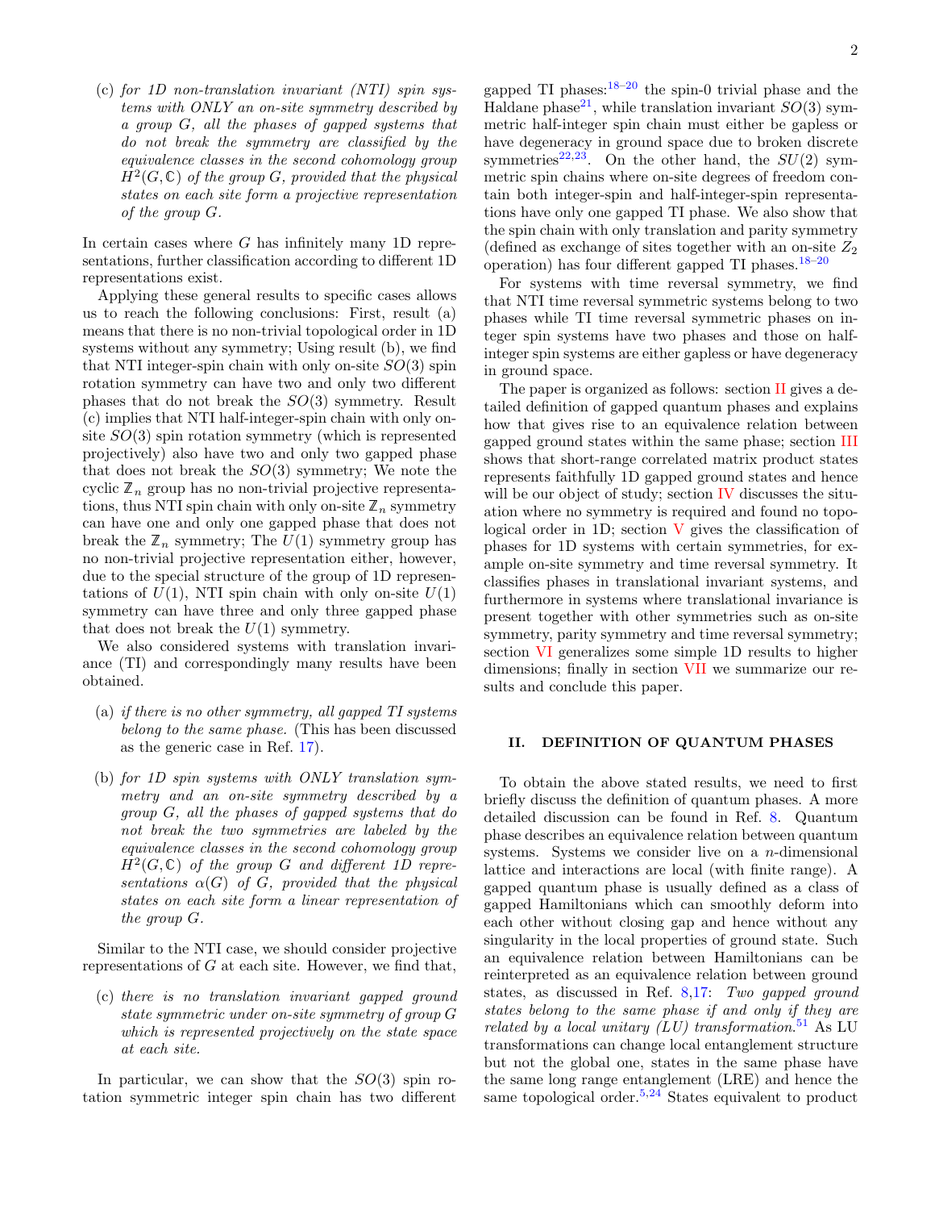(c) *for 1D non-translation invariant (NTI) spin systems with ONLY an on-site symmetry described by a group $G$, all the phases of gapped systems that do not break the symmetry are classified by the equivalence classes in the second cohomology group $H^2(G,\mathbb{C})$ of the group $G$, provided that the physical states on each site form a projective representation of the group $G$.*

In certain cases where $G$ has infinitely many 1D representations, further classification according to different 1D representations exist.

Applying these general results to specific cases allows us to reach the following conclusions: First, result (a) means that there is no non-trivial topological order in 1D systems without any symmetry; Using result (b), we find that NTI integer-spin chain with only on-site $SO(3)$ spin rotation symmetry can have two and only two different phases that do not break the $SO(3)$ symmetry. Result (c) implies that NTI half-integer-spin chain with only on-site $SO(3)$ spin rotation symmetry (which is represented projectively) also have two and only two gapped phase that does not break the $SO(3)$ symmetry; We note the cyclic $\mathbb{Z}_n$ group has no non-trivial projective representations, thus NTI spin chain with only on-site $\mathbb{Z}_n$ symmetry can have one and only one gapped phase that does not break the $\mathbb{Z}_n$ symmetry; The $U(1)$ symmetry group has no non-trivial projective representation either, however, due to the special structure of the group of 1D representations of $U(1)$, NTI spin chain with only on-site $U(1)$ symmetry can have three and only three gapped phase that does not break the $U(1)$ symmetry.

We also considered systems with translation invariance (TI) and correspondingly many results have been obtained.

(a) *if there is no other symmetry, all gapped TI systems belong to the same phase.* (This has been discussed as the generic case in Ref. 17).

(b) *for 1D spin systems with ONLY translation symmetry and an on-site symmetry described by a group $G$, all the phases of gapped systems that do not break the two symmetries are labeled by the equivalence classes in the second cohomology group $H^2(G,\mathbb{C})$ of the group $G$ and different 1D representations $\alpha(G)$ of $G$, provided that the physical states on each site form a linear representation of the group $G$.*

Similar to the NTI case, we should consider projective representations of $G$ at each site. However, we find that,

(c) *there is no translation invariant gapped ground state symmetric under on-site symmetry of group $G$ which is represented projectively on the state space at each site.*

In particular, we can show that the $SO(3)$ spin rotation symmetric integer spin chain has two different gapped TI phases:[18–20] the spin-0 trivial phase and the Haldane phase[21], while translation invariant $SO(3)$ symmetric half-integer spin chain must either be gapless or have degeneracy in ground space due to broken discrete symmetries[22,23]. On the other hand, the $SU(2)$ symmetric spin chains where on-site degrees of freedom contain both integer-spin and half-integer-spin representations have only one gapped TI phase. We also show that the spin chain with only translation and parity symmetry (defined as exchange of sites together with an on-site $Z_2$ operation) has four different gapped TI phases.[18–20]

For systems with time reversal symmetry, we find that NTI time reversal symmetric systems belong to two phases while TI time reversal symmetric phases on integer spin systems have two phases and those on half-integer spin systems are either gapless or have degeneracy in ground space.

The paper is organized as follows: section II gives a detailed definition of gapped quantum phases and explains how that gives rise to an equivalence relation between gapped ground states within the same phase; section III shows that short-range correlated matrix product states represents faithfully 1D gapped ground states and hence will be our object of study; section IV discusses the situation where no symmetry is required and found no topological order in 1D; section V gives the classification of phases for 1D systems with certain symmetries, for example on-site symmetry and time reversal symmetry. It classifies phases in translational invariant systems, and furthermore in systems where translational invariance is present together with other symmetries such as on-site symmetry, parity symmetry and time reversal symmetry; section VI generalizes some simple 1D results to higher dimensions; finally in section VII we summarize our results and conclude this paper.

## II. DEFINITION OF QUANTUM PHASES

To obtain the above stated results, we need to first briefly discuss the definition of quantum phases. A more detailed discussion can be found in Ref. 8. Quantum phase describes an equivalence relation between quantum systems. Systems we consider live on a $n$-dimensional lattice and interactions are local (with finite range). A gapped quantum phase is usually defined as a class of gapped Hamiltonians which can smoothly deform into each other without closing gap and hence without any singularity in the local properties of ground state. Such an equivalence relation between Hamiltonians can be reinterpreted as an equivalence relation between ground states, as discussed in Ref. 8,17: *Two gapped ground states belong to the same phase if and only if they are related by a local unitary (LU) transformation.*[51] As LU transformations can change local entanglement structure but not the global one, states in the same phase have the same long range entanglement (LRE) and hence the same topological order.[5,24] States equivalent to product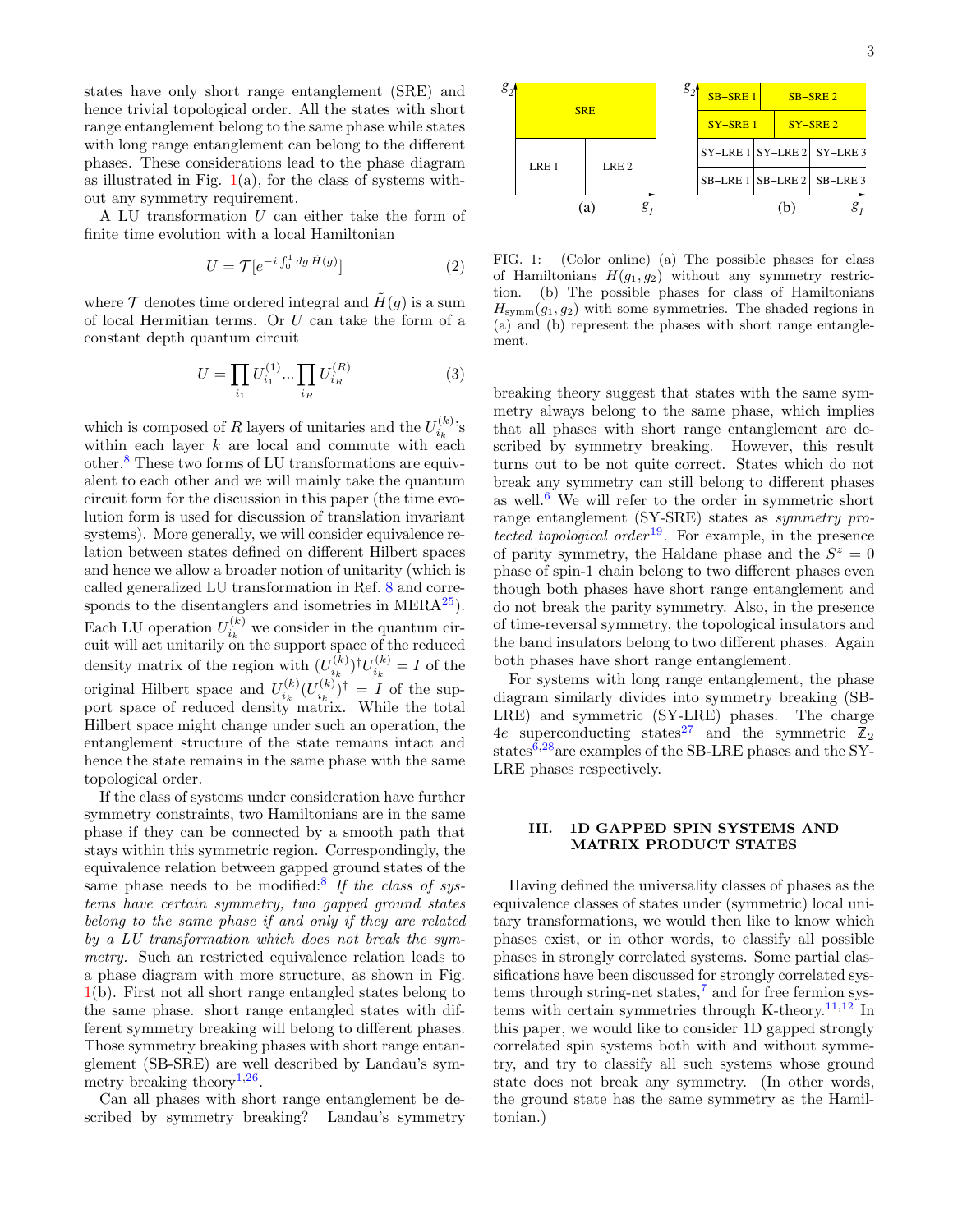states have only short range entanglement (SRE) and hence trivial topological order. All the states with short range entanglement belong to the same phase while states with long range entanglement can belong to the different phases. These considerations lead to the phase diagram as illustrated in Fig. 1(a), for the class of systems without any symmetry requirement.

A LU transformation $U$ can either take the form of finite time evolution with a local Hamiltonian

$$U = \mathcal{T}[e^{-i\int_0^1 dg\, \tilde{H}(g)}] \tag{2}$$

where $\mathcal{T}$ denotes time ordered integral and $\tilde{H}(g)$ is a sum of local Hermitian terms. Or $U$ can take the form of a constant depth quantum circuit

$$U = \prod_{i_1} U_{i_1}^{(1)} \cdots \prod_{i_R} U_{i_R}^{(R)} \tag{3}$$

which is composed of $R$ layers of unitaries and the $U_{i_k}^{(k)}$'s within each layer $k$ are local and commute with each other.[8] These two forms of LU transformations are equivalent to each other and we will mainly take the quantum circuit form for the discussion in this paper (the time evolution form is used for discussion of translation invariant systems). More generally, we will consider equivalence relation between states defined on different Hilbert spaces and hence we allow a broader notion of unitarity (which is called generalized LU transformation in Ref. 8 and corresponds to the disentanglers and isometries in MERA[25]). Each LU operation $U_{i_k}^{(k)}$ we consider in the quantum circuit will act unitarily on the support space of the reduced density matrix of the region with $(U_{i_k}^{(k)})^\dagger U_{i_k}^{(k)} = I$ of the original Hilbert space and $U_{i_k}^{(k)}(U_{i_k}^{(k)})^\dagger = I$ of the support space of reduced density matrix. While the total Hilbert space might change under such an operation, the entanglement structure of the state remains intact and hence the state remains in the same phase with the same topological order.

If the class of systems under consideration have further symmetry constraints, two Hamiltonians are in the same phase if they can be connected by a smooth path that stays within this symmetric region. Correspondingly, the equivalence relation between gapped ground states of the same phase needs to be modified:[8] *If the class of systems have certain symmetry, two gapped ground states belong to the same phase if and only if they are related by a LU transformation which does not break the symmetry.* Such an restricted equivalence relation leads to a phase diagram with more structure, as shown in Fig. 1(b). First not all short range entangled states belong to the same phase. short range entangled states with different symmetry breaking will belong to different phases. Those symmetry breaking phases with short range entanglement (SB-SRE) are well described by Landau's symmetry breaking theory[1,26].

Can all phases with short range entanglement be described by symmetry breaking? Landau's symmetry breaking theory suggest that states with the same symmetry always belong to the same phase, which implies that all phases with short range entanglement are described by symmetry breaking. However, this result turns out to be not quite correct. States which do not break any symmetry can still belong to different phases as well.[6] We will refer to the order in symmetric short range entanglement (SY-SRE) states as *symmetry protected topological order*[19]. For example, in the presence of parity symmetry, the Haldane phase and the $S^z = 0$ phase of spin-1 chain belong to two different phases even though both phases have short range entanglement and do not break the parity symmetry. Also, in the presence of time-reversal symmetry, the topological insulators and the band insulators belong to two different phases. Again both phases have short range entanglement.

For systems with long range entanglement, the phase diagram similarly divides into symmetry breaking (SB-LRE) and symmetric (SY-LRE) phases. The charge $4e$ superconducting states[27] and the symmetric $\mathbb{Z}_2$ states[6,28] are examples of the SB-LRE phases and the SY-LRE phases respectively.

FIG. 1: (Color online) (a) The possible phases for class of Hamiltonians $H(g_1, g_2)$ without any symmetry restriction. (b) The possible phases for class of Hamiltonians $H_{\text{symm}}(g_1, g_2)$ with some symmetries. The shaded regions in (a) and (b) represent the phases with short range entanglement.

## III. 1D GAPPED SPIN SYSTEMS AND MATRIX PRODUCT STATES

Having defined the universality classes of phases as the equivalence classes of states under (symmetric) local unitary transformations, we would then like to know which phases exist, or in other words, to classify all possible phases in strongly correlated systems. Some partial classifications have been discussed for strongly correlated systems through string-net states,[7] and for free fermion systems with certain symmetries through K-theory.[11,12] In this paper, we would like to consider 1D gapped strongly correlated spin systems both with and without symmetry, and try to classify all such systems whose ground state does not break any symmetry. (In other words, the ground state has the same symmetry as the Hamiltonian.)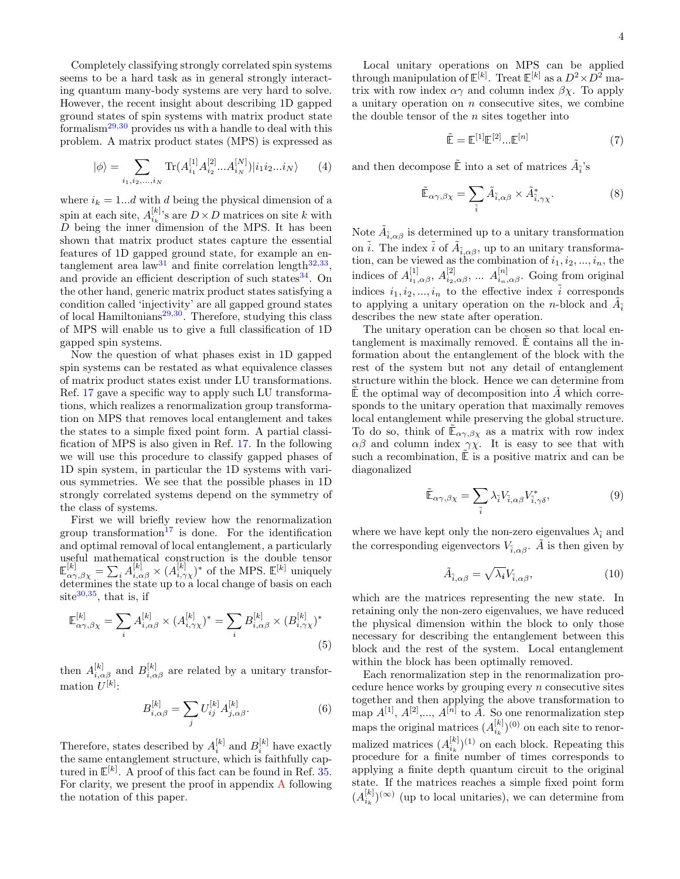Completely classifying strongly correlated spin systems seems to be a hard task as in general strongly interacting quantum many-body systems are very hard to solve. However, the recent insight about describing 1D gapped ground states of spin systems with matrix product state formalism[29,30] provides us with a handle to deal with this problem. A matrix product states (MPS) is expressed as

$$|\phi\rangle = \sum_{i_1,i_2,...,i_N} \text{Tr}(A^{[1]}_{i_1} A^{[2]}_{i_2} ... A^{[N]}_{i_N}) |i_1 i_2 ... i_N\rangle \tag{4}$$

where $i_k = 1...d$ with $d$ being the physical dimension of a spin at each site, $A^{[k]}_{i_k}$'s are $D \times D$ matrices on site $k$ with $D$ being the inner dimension of the MPS. It has been shown that matrix product states capture the essential features of 1D gapped ground state, for example an entanglement area law[31] and finite correlation length[32,33], and provide an efficient description of such states[34]. On the other hand, generic matrix product states satisfying a condition called 'injectivity' are all gapped ground states of local Hamiltonians[29,30]. Therefore, studying this class of MPS will enable us to give a full classification of 1D gapped spin systems.

Now the question of what phases exist in 1D gapped spin systems can be restated as what equivalence classes of matrix product states exist under LU transformations. Ref. 17 gave a specific way to apply such LU transformations, which realizes a renormalization group transformation on MPS that removes local entanglement and takes the states to a simple fixed point form. A partial classification of MPS is also given in Ref. 17. In the following we will use this procedure to classify gapped phases of 1D spin system, in particular the 1D systems with various symmetries. We see that the possible phases in 1D strongly correlated systems depend on the symmetry of the class of systems.

First we will briefly review how the renormalization group transformation[17] is done. For the identification and optimal removal of local entanglement, a particularly useful mathematical construction is the double tensor $\mathbb{E}^{[k]}_{\alpha\gamma,\beta\chi} = \sum_i A^{[k]}_{i,\alpha\beta} \times (A^{[k]}_{i,\gamma\chi})^*$ of the MPS. $\mathbb{E}^{[k]}$ uniquely determines the state up to a local change of basis on each site[30,35], that is, if

$$\mathbb{E}^{[k]}_{\alpha\gamma,\beta\chi} = \sum_i A^{[k]}_{i,\alpha\beta} \times (A^{[k]}_{i,\gamma\chi})^* = \sum_i B^{[k]}_{i,\alpha\beta} \times (B^{[k]}_{i,\gamma\chi})^* \tag{5}$$

then $A^{[k]}_{i,\alpha\beta}$ and $B^{[k]}_{i,\alpha\beta}$ are related by a unitary transformation $U^{[k]}$:

$$B^{[k]}_{i,\alpha\beta} = \sum_j U^{[k]}_{ij} A^{[k]}_{j,\alpha\beta}. \tag{6}$$

Therefore, states described by $A^{[k]}_i$ and $B^{[k]}_i$ have exactly the same entanglement structure, which is faithfully captured in $\mathbb{E}^{[k]}$. A proof of this fact can be found in Ref. 35. For clarity, we present the proof in appendix A following the notation of this paper.

Local unitary operations on MPS can be applied through manipulation of $\mathbb{E}^{[k]}$. Treat $\mathbb{E}^{[k]}$ as a $D^2 \times D^2$ matrix with row index $\alpha\gamma$ and column index $\beta\chi$. To apply a unitary operation on $n$ consecutive sites, we combine the double tensor of the $n$ sites together into

$$\tilde{\mathbb{E}} = \mathbb{E}^{[1]} \mathbb{E}^{[2]} ... \mathbb{E}^{[n]} \tag{7}$$

and then decompose $\tilde{\mathbb{E}}$ into a set of matrices $\tilde{A}_{\tilde{i}}$'s

$$\tilde{\mathbb{E}}_{\alpha\gamma,\beta\chi} = \sum_{\tilde{i}} \tilde{A}_{\tilde{i},\alpha\beta} \times \tilde{A}^*_{\tilde{i},\gamma\chi}. \tag{8}$$

Note $\tilde{A}_{\tilde{i},\alpha\beta}$ is determined up to a unitary transformation on $\tilde{i}$. The index $\tilde{i}$ of $\tilde{A}_{\tilde{i},\alpha\beta}$, up to an unitary transformation, can be viewed as the combination of $i_1, i_2, ..., i_n$, the indices of $A^{[1]}_{i_1,\alpha\beta}$, $A^{[2]}_{i_2,\alpha\beta}$, ... $A^{[n]}_{i_n,\alpha\beta}$. Going from original indices $i_1, i_2, ..., i_n$ to the effective index $\tilde{i}$ corresponds to applying a unitary operation on the $n$-block and $\tilde{A}_{\tilde{i}}$ describes the new state after operation.

The unitary operation can be chosen so that local entanglement is maximally removed. $\tilde{\mathbb{E}}$ contains all the information about the entanglement of the block with the rest of the system but not any detail of entanglement structure within the block. Hence we can determine from $\tilde{\mathbb{E}}$ the optimal way of decomposition into $\tilde{A}$ which corresponds to the unitary operation that maximally removes local entanglement while preserving the global structure. To do so, think of $\tilde{\mathbb{E}}_{\alpha\gamma,\beta\chi}$ as a matrix with row index $\alpha\beta$ and column index $\gamma\chi$. It is easy to see that with such a recombination, $\tilde{\mathbb{E}}$ is a positive matrix and can be diagonalized

$$\tilde{\mathbb{E}}_{\alpha\gamma,\beta\chi} = \sum_{\tilde{i}} \lambda_{\tilde{i}} V_{\tilde{i},\alpha\beta} V^*_{\tilde{i},\gamma\delta}, \tag{9}$$

where we have kept only the non-zero eigenvalues $\lambda_{\tilde{i}}$ and the corresponding eigenvectors $V_{\tilde{i},\alpha\beta}$. $\tilde{A}$ is then given by

$$\tilde{A}_{\tilde{i},\alpha\beta} = \sqrt{\lambda_{\boldsymbol{i}}} V_{\tilde{i},\alpha\beta}, \tag{10}$$

which are the matrices representing the new state. In retaining only the non-zero eigenvalues, we have reduced the physical dimension within the block to only those necessary for describing the entanglement between this block and the rest of the system. Local entanglement within the block has been optimally removed.

Each renormalization step in the renormalization procedure hence works by grouping every $n$ consecutive sites together and then applying the above transformation to map $A^{[1]}$, $A^{[2]}$,..., $A^{[n]}$ to $\tilde{A}$. So one renormalization step maps the original matrices $(A^{[k]}_{i_k})^{(0)}$ on each site to renormalized matrices $(A^{[k]}_{i_k})^{(1)}$ on each block. Repeating this procedure for a finite number of times corresponds to applying a finite depth quantum circuit to the original state. If the matrices reaches a simple fixed point form $(A^{[k]}_{i_k})^{(\infty)}$ (up to local unitaries), we can determine from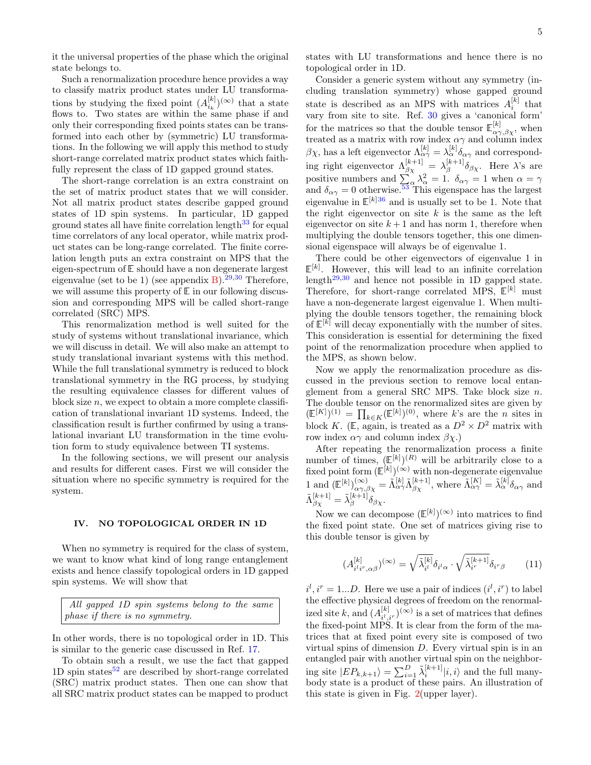it the universal properties of the phase which the original state belongs to.

Such a renormalization procedure hence provides a way to classify matrix product states under LU transformations by studying the fixed point $(A^{[k]}_{i_k})^{(\infty)}$ that a state flows to. Two states are within the same phase if and only if their corresponding fixed points states can be transformed into each other by (symmetric) LU transformations. In the following we will apply this method to study short-range correlated matrix product states which faithfully represent the class of 1D gapped ground states.

The short-range correlation is an extra constraint on the set of matrix product states that we will consider. Not all matrix product states describe gapped ground states of 1D spin systems. In particular, 1D gapped ground states all have finite correlation length[33] for equal time correlators of any local operator, while matrix product states can be long-range correlated. The finite correlation length puts an extra constraint on MPS that the eigen-spectrum of $\mathbb{E}$ should have a non degenerate largest eigenvalue (set to be 1) (see appendix B).[29,30] Therefore, we will assume this property of $\mathbb{E}$ in our following discussion and corresponding MPS will be called short-range correlated (SRC) MPS.

This renormalization method is well suited for the study of systems without translational invariance, which we will discuss in detail. We will also make an attempt to study translational invariant systems with this method. While the full translational symmetry is reduced to block translational symmetry in the RG process, by studying the resulting equivalence classes for different values of block size $n$, we expect to obtain a more complete classification of translational invariant 1D systems. Indeed, the classification result is further confirmed by using a translational invariant LU transformation in the time evolution form to study equivalence between TI states.

In the following sections, we will present our analysis and results for different cases. First we will consider the situation where no specific symmetry is required for the system.

## IV. NO TOPOLOGICAL ORDER IN 1D

When no symmetry is required for the class of system, we want to know what kind of long range entanglement exists and hence classify topological orders in 1D gapped spin systems. We will show that

> *All gapped 1D spin systems belong to the same phase if there is no symmetry.*

In other words, there is no topological order in 1D. This is similar to the generic case discussed in Ref. 17.

To obtain such a result, we use the fact that gapped 1D spin states[52] are described by short-range correlated (SRC) matrix product states. Then one can show that all SRC matrix product states can be mapped to product states with LU transformations and hence there is no topological order in 1D.

Consider a generic system without any symmetry (including translation symmetry) whose gapped ground state is described as an MPS with matrices $A^{[k]}_i$ that vary from site to site. Ref. 30 gives a 'canonical form' for the matrices so that the double tensor $\mathbb{E}^{[k]}_{\alpha\gamma,\beta\chi}$, when treated as a matrix with row index $\alpha\gamma$ and column index $\beta\chi$, has a left eigenvector $\Lambda^{[k]}_{\alpha\gamma} = \lambda^{[k]}_\alpha \delta_{\alpha\gamma}$ and corresponding right eigenvector $\Lambda^{[k+1]}_{\beta\chi} = \lambda^{[k+1]}_\beta \delta_{\beta\chi}$. Here $\lambda$'s are positive numbers and $\sum_\alpha \lambda^2_\alpha = 1$. $\delta_{\alpha\gamma} = 1$ when $\alpha = \gamma$ and $\delta_{\alpha\gamma} = 0$ otherwise.[53] This eigenspace has the largest eigenvalue in $\mathbb{E}^{[k]}$[36] and is usually set to be 1. Note that the right eigenvector on site $k$ is the same as the left eigenvector on site $k+1$ and has norm 1, therefore when multiplying the double tensors together, this one dimensional eigenspace will always be of eigenvalue 1.

There could be other eigenvectors of eigenvalue 1 in $\mathbb{E}^{[k]}$. However, this will lead to an infinite correlation length[29,30] and hence not possible in 1D gapped state. Therefore, for short-range correlated MPS, $\mathbb{E}^{[k]}$ must have a non-degenerate largest eigenvalue 1. When multiplying the double tensors together, the remaining block of $\mathbb{E}^{[k]}$ will decay exponentially with the number of sites. This consideration is essential for determining the fixed point of the renormalization procedure when applied to the MPS, as shown below.

Now we apply the renormalization procedure as discussed in the previous section to remove local entanglement from a general SRC MPS. Take block size $n$. The double tensor on the renormalized sites are given by $(\mathbb{E}^{[K]})^{(1)} = \prod_{k\in K}(\mathbb{E}^{[k]})^{(0)}$, where $k$'s are the $n$ sites in block $K$. ($\mathbb{E}$, again, is treated as a $D^2 \times D^2$ matrix with row index $\alpha\gamma$ and column index $\beta\chi$.)

After repeating the renormalization process a finite number of times, $(\mathbb{E}^{[k]})^{(R)}$ will be arbitrarily close to a fixed point form $(\mathbb{E}^{[k]})^{(\infty)}$ with non-degenerate eigenvalue 1 and $(\mathbb{E}^{[k]})^{(\infty)}_{\alpha\gamma,\beta\chi} = \tilde{\Lambda}^{[k]}_{\alpha\gamma}\tilde{\Lambda}^{[k+1]}_{\beta\chi}$, where $\tilde{\Lambda}^{[K]}_{\alpha\gamma} = \tilde{\lambda}^{[k]}_\alpha \delta_{\alpha\gamma}$ and $\tilde{\Lambda}^{[k+1]}_{\beta\chi} = \tilde{\lambda}^{[k+1]}_\beta \delta_{\beta\chi}$.

Now we can decompose $(\mathbb{E}^{[k]})^{(\infty)}$ into matrices to find the fixed point state. One set of matrices giving rise to this double tensor is given by

$$(A^{[k]}_{i^l i^r,\alpha\beta})^{(\infty)} = \sqrt{\tilde{\lambda}^{[k]}_{i^l}}\delta_{i^l\alpha} \cdot \sqrt{\tilde{\lambda}^{[k+1]}_{i^r}}\delta_{i^r\beta} \tag{11}$$

$i^l, i^r = 1...D$. Here we use a pair of indices $(i^l, i^r)$ to label the effective physical degrees of freedom on the renormalized site $k$, and $(A^{[k]}_{i^l,i^r})^{(\infty)}$ is a set of matrices that defines the fixed-point MPS. It is clear from the form of the matrices that at fixed point every site is composed of two virtual spins of dimension $D$. Every virtual spin is in an entangled pair with another virtual spin on the neighboring site $|EP_{k,k+1}\rangle = \sum_{i=1}^{D}\tilde{\lambda}^{[k+1]}_i|i,i\rangle$ and the full many-body state is a product of these pairs. An illustration of this state is given in Fig. 2(upper layer).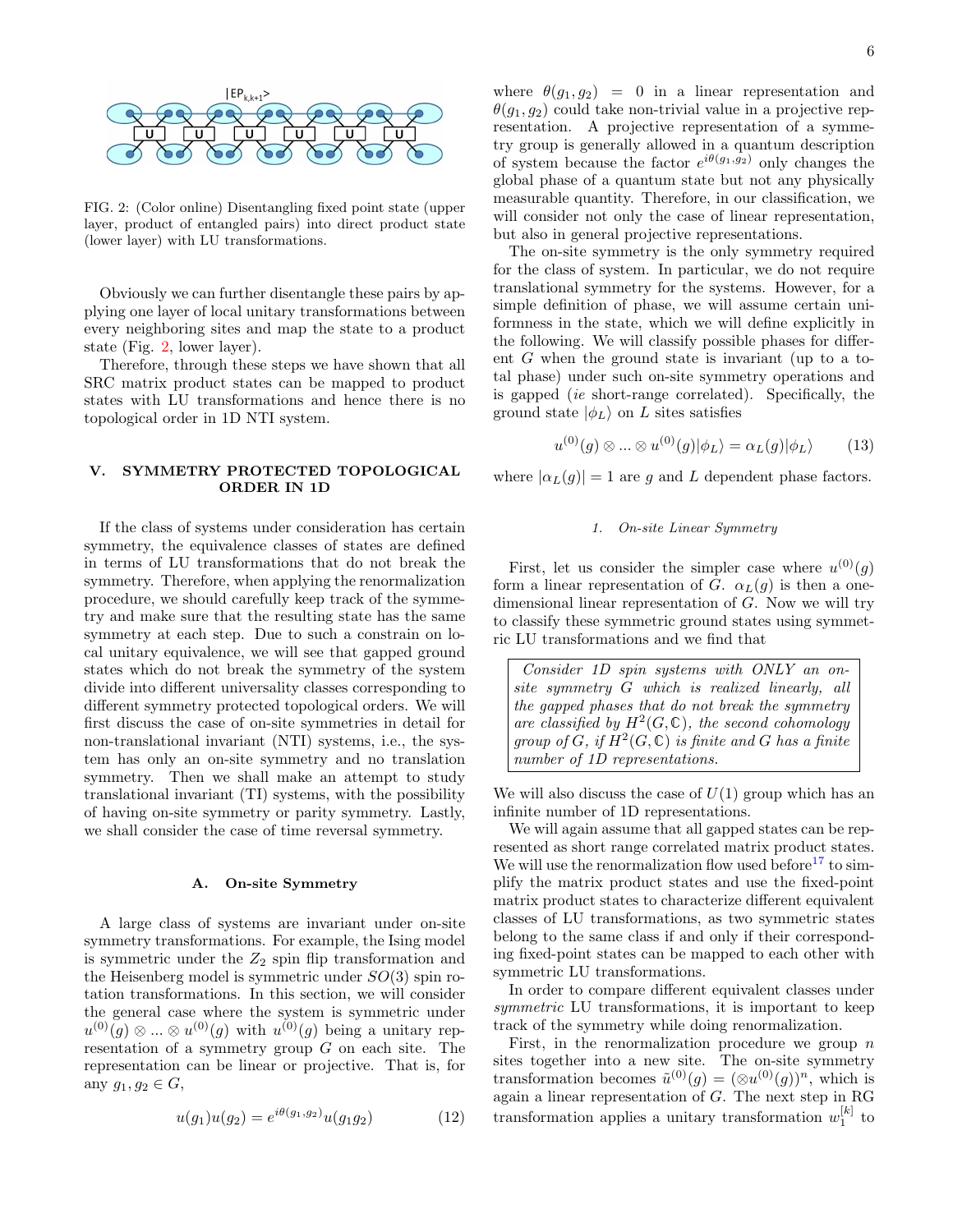FIG. 2: (Color online) Disentangling fixed point state (upper layer, product of entangled pairs) into direct product state (lower layer) with LU transformations.

Obviously we can further disentangle these pairs by applying one layer of local unitary transformations between every neighboring sites and map the state to a product state (Fig. 2, lower layer).

Therefore, through these steps we have shown that all SRC matrix product states can be mapped to product states with LU transformations and hence there is no topological order in 1D NTI system.

## V. SYMMETRY PROTECTED TOPOLOGICAL ORDER IN 1D

If the class of systems under consideration has certain symmetry, the equivalence classes of states are defined in terms of LU transformations that do not break the symmetry. Therefore, when applying the renormalization procedure, we should carefully keep track of the symmetry and make sure that the resulting state has the same symmetry at each step. Due to such a constrain on local unitary equivalence, we will see that gapped ground states which do not break the symmetry of the system divide into different universality classes corresponding to different symmetry protected topological orders. We will first discuss the case of on-site symmetries in detail for non-translational invariant (NTI) systems, i.e., the system has only an on-site symmetry and no translation symmetry. Then we shall make an attempt to study translational invariant (TI) systems, with the possibility of having on-site symmetry or parity symmetry. Lastly, we shall consider the case of time reversal symmetry.

### A. On-site Symmetry

A large class of systems are invariant under on-site symmetry transformations. For example, the Ising model is symmetric under the $Z_2$ spin flip transformation and the Heisenberg model is symmetric under $SO(3)$ spin rotation transformations. In this section, we will consider the general case where the system is symmetric under $u^{(0)}(g) \otimes ... \otimes u^{(0)}(g)$ with $u^{(0)}(g)$ being a unitary representation of a symmetry group $G$ on each site. The representation can be linear or projective. That is, for any $g_1, g_2 \in G$,

$$u(g_1)u(g_2) = e^{i\theta(g_1,g_2)}u(g_1g_2) \tag{12}$$

where $\theta(g_1, g_2) = 0$ in a linear representation and $\theta(g_1, g_2)$ could take non-trivial value in a projective representation. A projective representation of a symmetry group is generally allowed in a quantum description of system because the factor $e^{i\theta(g_1,g_2)}$ only changes the global phase of a quantum state but not any physically measurable quantity. Therefore, in our classification, we will consider not only the case of linear representation, but also in general projective representations.

The on-site symmetry is the only symmetry required for the class of system. In particular, we do not require translational symmetry for the systems. However, for a simple definition of phase, we will assume certain uniformness in the state, which we will define explicitly in the following. We will classify possible phases for different $G$ when the ground state is invariant (up to a total phase) under such on-site symmetry operations and is gapped (*ie* short-range correlated). Specifically, the ground state $|\phi_L\rangle$ on $L$ sites satisfies

$$u^{(0)}(g) \otimes ... \otimes u^{(0)}(g)|\phi_L\rangle = \alpha_L(g)|\phi_L\rangle \tag{13}$$

where $|\alpha_L(g)| = 1$ are $g$ and $L$ dependent phase factors.

#### 1. On-site Linear Symmetry

First, let us consider the simpler case where $u^{(0)}(g)$ form a linear representation of $G$. $\alpha_L(g)$ is then a one-dimensional linear representation of $G$. Now we will try to classify these symmetric ground states using symmetric LU transformations and we find that

> *Consider 1D spin systems with ONLY an on-site symmetry $G$ which is realized linearly, all the gapped phases that do not break the symmetry are classified by $H^2(G,\mathbb{C})$, the second cohomology group of $G$, if $H^2(G,\mathbb{C})$ is finite and $G$ has a finite number of 1D representations.*

We will also discuss the case of $U(1)$ group which has an infinite number of 1D representations.

We will again assume that all gapped states can be represented as short range correlated matrix product states. We will use the renormalization flow used before[17] to simplify the matrix product states and use the fixed-point matrix product states to characterize different equivalent classes of LU transformations, as two symmetric states belong to the same class if and only if their corresponding fixed-point states can be mapped to each other with symmetric LU transformations.

In order to compare different equivalent classes under *symmetric* LU transformations, it is important to keep track of the symmetry while doing renormalization.

First, in the renormalization procedure we group $n$ sites together into a new site. The on-site symmetry transformation becomes $\tilde{u}^{(0)}(g) = (\otimes u^{(0)}(g))^n$, which is again a linear representation of $G$. The next step in RG transformation applies a unitary transformation $w_1^{[k]}$ to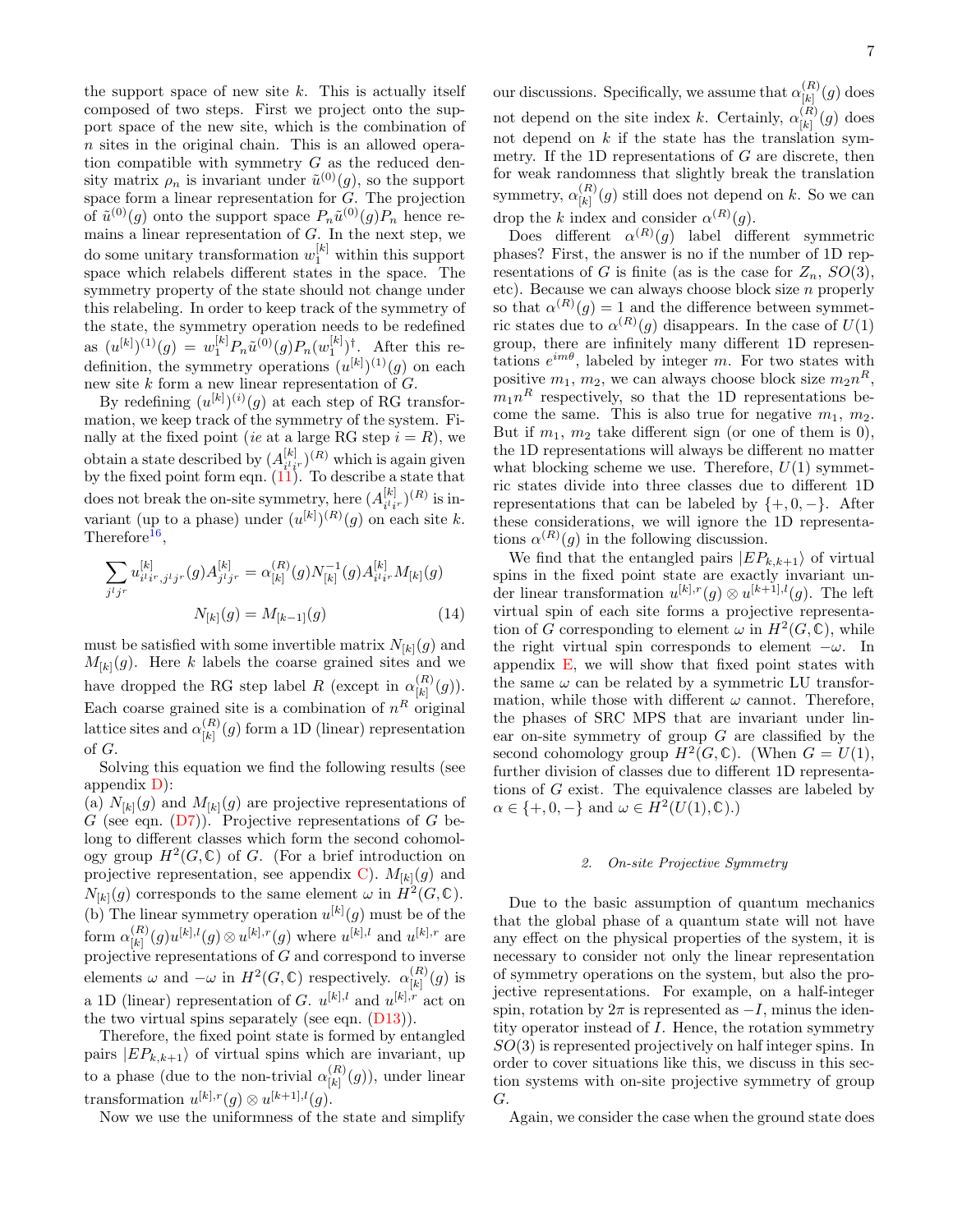the support space of new site $k$. This is actually itself composed of two steps. First we project onto the support space of the new site, which is the combination of $n$ sites in the original chain. This is an allowed operation compatible with symmetry $G$ as the reduced density matrix $\rho_n$ is invariant under $\tilde{u}^{(0)}(g)$, so the support space form a linear representation for $G$. The projection of $\tilde{u}^{(0)}(g)$ onto the support space $P_n\tilde{u}^{(0)}(g)P_n$ hence remains a linear representation of $G$. In the next step, we do some unitary transformation $w_1^{[k]}$ within this support space which relabels different states in the space. The symmetry property of the state should not change under this relabeling. In order to keep track of the symmetry of the state, the symmetry operation needs to be redefined as $(u^{[k]})^{(1)}(g) = w_1^{[k]}P_n\tilde{u}^{(0)}(g)P_n(w_1^{[k]})^\dagger$. After this redefinition, the symmetry operations $(u^{[k]})^{(1)}(g)$ on each new site $k$ form a new linear representation of $G$.

By redefining $(u^{[k]})^{(i)}(g)$ at each step of RG transformation, we keep track of the symmetry of the system. Finally at the fixed point (*ie* at a large RG step $i = R$), we obtain a state described by $(A^{[k]}_{i^l i^r})^{(R)}$ which is again given by the fixed point form eqn. (11). To describe a state that does not break the on-site symmetry, here $(A^{[k]}_{i^l i^r})^{(R)}$ is invariant (up to a phase) under $(u^{[k]})^{(R)}(g)$ on each site $k$. Therefore[16],

$$\sum_{j^l j^r} u^{[k]}_{i^l i^r, j^l j^r}(g) A^{[k]}_{j^l j^r} = \alpha^{(R)}_{[k]}(g) N^{-1}_{[k]}(g) A^{[k]}_{i^l i^r} M_{[k]}(g)$$
$$N_{[k]}(g) = M_{[k-1]}(g) \tag{14}$$

must be satisfied with some invertible matrix $N_{[k]}(g)$ and $M_{[k]}(g)$. Here $k$ labels the coarse grained sites and we have dropped the RG step label $R$ (except in $\alpha^{(R)}_{[k]}(g)$). Each coarse grained site is a combination of $n^R$ original lattice sites and $\alpha^{(R)}_{[k]}(g)$ form a 1D (linear) representation of $G$.

Solving this equation we find the following results (see appendix D):

(a) $N_{[k]}(g)$ and $M_{[k]}(g)$ are projective representations of $G$ (see eqn. (D7)). Projective representations of $G$ belong to different classes which form the second cohomology group $H^2(G,\mathbb{C})$ of $G$. (For a brief introduction on projective representation, see appendix C). $M_{[k]}(g)$ and $N_{[k]}(g)$ corresponds to the same element $\omega$ in $H^2(G,\mathbb{C})$.

(b) The linear symmetry operation $u^{[k]}(g)$ must be of the form $\alpha^{(R)}_{[k]}(g) u^{[k],l}(g) \otimes u^{[k],r}(g)$ where $u^{[k],l}$ and $u^{[k],r}$ are projective representations of $G$ and correspond to inverse elements $\omega$ and $-\omega$ in $H^2(G,\mathbb{C})$ respectively. $\alpha^{(R)}_{[k]}(g)$ is a 1D (linear) representation of $G$. $u^{[k],l}$ and $u^{[k],r}$ act on the two virtual spins separately (see eqn. (D13)).

Therefore, the fixed point state is formed by entangled pairs $|EP_{k,k+1}\rangle$ of virtual spins which are invariant, up to a phase (due to the non-trivial $\alpha^{(R)}_{[k]}(g)$), under linear transformation $u^{[k],r}(g) \otimes u^{[k+1],l}(g)$.

Now we use the uniformness of the state and simplify our discussions. Specifically, we assume that $\alpha^{(R)}_{[k]}(g)$ does not depend on the site index $k$. Certainly, $\alpha^{(R)}_{[k]}(g)$ does not depend on $k$ if the state has the translation symmetry. If the 1D representations of $G$ are discrete, then for weak randomness that slightly break the translation symmetry, $\alpha^{(R)}_{[k]}(g)$ still does not depend on $k$. So we can drop the $k$ index and consider $\alpha^{(R)}(g)$.

Does different $\alpha^{(R)}(g)$ label different symmetric phases? First, the answer is no if the number of 1D representations of $G$ is finite (as is the case for $Z_n$, $SO(3)$, etc). Because we can always choose block size $n$ properly so that $\alpha^{(R)}(g) = 1$ and the difference between symmetric states due to $\alpha^{(R)}(g)$ disappears. In the case of $U(1)$ group, there are infinitely many different 1D representations $e^{im\theta}$, labeled by integer $m$. For two states with positive $m_1$, $m_2$, we can always choose block size $m_2 n^R$, $m_1 n^R$ respectively, so that the 1D representations become the same. This is also true for negative $m_1$, $m_2$. But if $m_1$, $m_2$ take different sign (or one of them is 0), the 1D representations will always be different no matter what blocking scheme we use. Therefore, $U(1)$ symmetric states divide into three classes due to different 1D representations that can be labeled by $\{+,0,-\}$. After these considerations, we will ignore the 1D representations $\alpha^{(R)}(g)$ in the following discussion.

We find that the entangled pairs $|EP_{k,k+1}\rangle$ of virtual spins in the fixed point state are exactly invariant under linear transformation $u^{[k],r}(g) \otimes u^{[k+1],l}(g)$. The left virtual spin of each site forms a projective representation of $G$ corresponding to element $\omega$ in $H^2(G,\mathbb{C})$, while the right virtual spin corresponds to element $-\omega$. In appendix E, we will show that fixed point states with the same $\omega$ can be related by a symmetric LU transformation, while those with different $\omega$ cannot. Therefore, the phases of SRC MPS that are invariant under linear on-site symmetry of group $G$ are classified by the second cohomology group $H^2(G,\mathbb{C})$. (When $G = U(1)$, further division of classes due to different 1D representations of $G$ exist. The equivalence classes are labeled by $\alpha \in \{+,0,-\}$ and $\omega \in H^2(U(1),\mathbb{C})$.)

### 2. On-site Projective Symmetry

Due to the basic assumption of quantum mechanics that the global phase of a quantum state will not have any effect on the physical properties of the system, it is necessary to consider not only the linear representation of symmetry operations on the system, but also the projective representations. For example, on a half-integer spin, rotation by $2\pi$ is represented as $-I$, minus the identity operator instead of $I$. Hence, the rotation symmetry $SO(3)$ is represented projectively on half integer spins. In order to cover situations like this, we discuss in this section systems with on-site projective symmetry of group $G$.

Again, we consider the case when the ground state does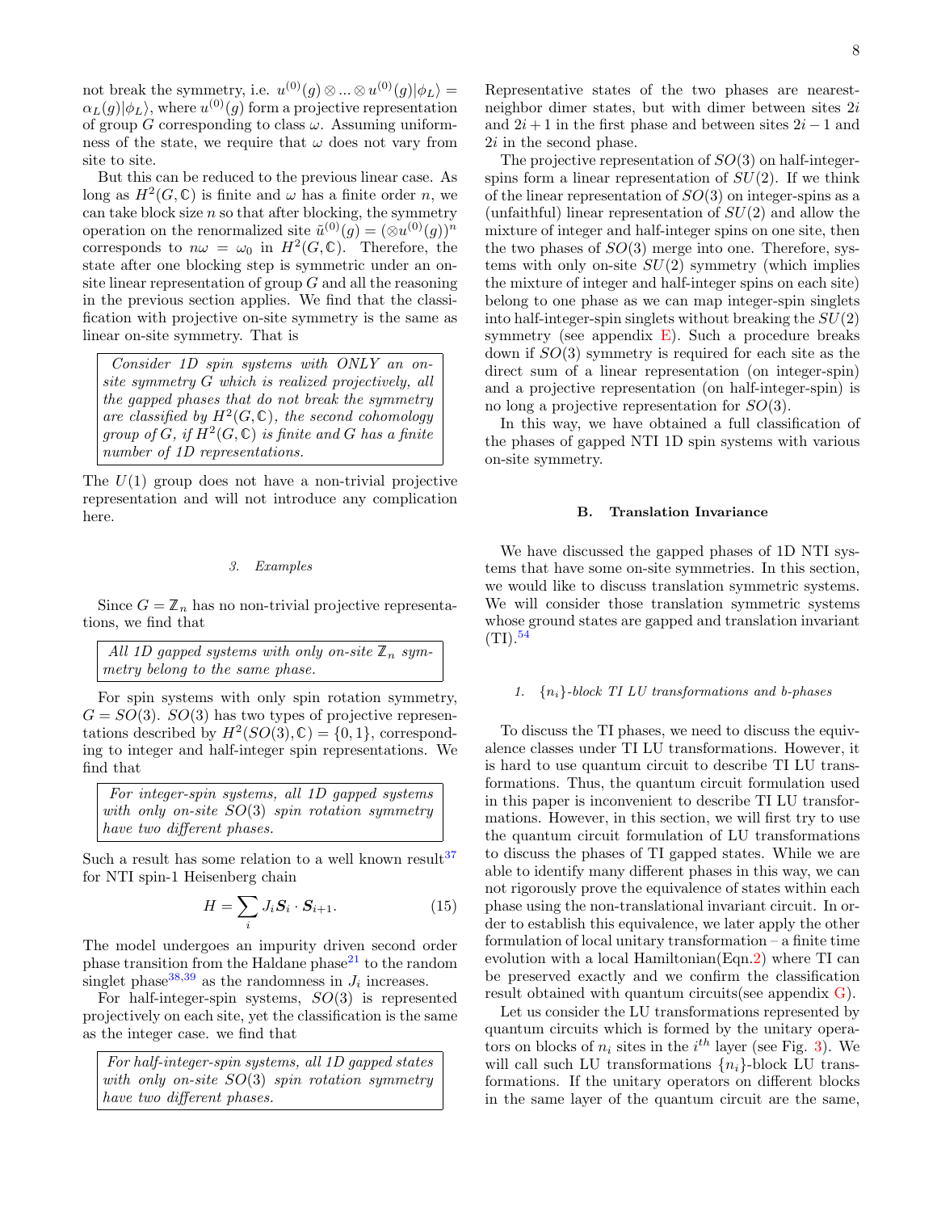not break the symmetry, i.e. $u^{(0)}(g) \otimes ... \otimes u^{(0)}(g)|\phi_L\rangle = \alpha_L(g)|\phi_L\rangle$, where $u^{(0)}(g)$ form a projective representation of group $G$ corresponding to class $\omega$. Assuming uniformness of the state, we require that $\omega$ does not vary from site to site.

But this can be reduced to the previous linear case. As long as $H^2(G, \mathbb{C})$ is finite and $\omega$ has a finite order $n$, we can take block size $n$ so that after blocking, the symmetry operation on the renormalized site $\tilde{u}^{(0)}(g) = (\otimes u^{(0)}(g))^n$ corresponds to $n\omega = \omega_0$ in $H^2(G, \mathbb{C})$. Therefore, the state after one blocking step is symmetric under an on-site linear representation of group $G$ and all the reasoning in the previous section applies. We find that the classification with projective on-site symmetry is the same as linear on-site symmetry. That is

> *Consider 1D spin systems with ONLY an on-site symmetry $G$ which is realized projectively, all the gapped phases that do not break the symmetry are classified by $H^2(G, \mathbb{C})$, the second cohomology group of $G$, if $H^2(G, \mathbb{C})$ is finite and $G$ has a finite number of 1D representations.*

The $U(1)$ group does not have a non-trivial projective representation and will not introduce any complication here.

#### 3. Examples

Since $G = \mathbb{Z}_n$ has no non-trivial projective representations, we find that

> *All 1D gapped systems with only on-site $\mathbb{Z}_n$ symmetry belong to the same phase.*

For spin systems with only spin rotation symmetry, $G = SO(3)$. $SO(3)$ has two types of projective representations described by $H^2(SO(3), \mathbb{C}) = \{0, 1\}$, corresponding to integer and half-integer spin representations. We find that

> *For integer-spin systems, all 1D gapped systems with only on-site $SO(3)$ spin rotation symmetry have two different phases.*

Such a result has some relation to a well known result[37] for NTI spin-1 Heisenberg chain

$$H = \sum_i J_i \boldsymbol{S}_i \cdot \boldsymbol{S}_{i+1}. \tag{15}$$

The model undergoes an impurity driven second order phase transition from the Haldane phase[21] to the random singlet phase[38,39] as the randomness in $J_i$ increases.

For half-integer-spin systems, $SO(3)$ is represented projectively on each site, yet the classification is the same as the integer case. we find that

> *For half-integer-spin systems, all 1D gapped states with only on-site $SO(3)$ spin rotation symmetry have two different phases.*

Representative states of the two phases are nearest-neighbor dimer states, but with dimer between sites $2i$ and $2i+1$ in the first phase and between sites $2i-1$ and $2i$ in the second phase.

The projective representation of $SO(3)$ on half-integer-spins form a linear representation of $SU(2)$. If we think of the linear representation of $SO(3)$ on integer-spins as a (unfaithful) linear representation of $SU(2)$ and allow the mixture of integer and half-integer spins on one site, then the two phases of $SO(3)$ merge into one. Therefore, systems with only on-site $SU(2)$ symmetry (which implies the mixture of integer and half-integer spins on each site) belong to one phase as we can map integer-spin singlets into half-integer-spin singlets without breaking the $SU(2)$ symmetry (see appendix E). Such a procedure breaks down if $SO(3)$ symmetry is required for each site as the direct sum of a linear representation (on integer-spin) and a projective representation (on half-integer-spin) is no long a projective representation for $SO(3)$.

In this way, we have obtained a full classification of the phases of gapped NTI 1D spin systems with various on-site symmetry.

### B. Translation Invariance

We have discussed the gapped phases of 1D NTI systems that have some on-site symmetries. In this section, we would like to discuss translation symmetric systems. We will consider those translation symmetric systems whose ground states are gapped and translation invariant (TI).[54]

#### 1. $\{n_i\}$-block TI LU transformations and b-phases

To discuss the TI phases, we need to discuss the equivalence classes under TI LU transformations. However, it is hard to use quantum circuit to describe TI LU transformations. Thus, the quantum circuit formulation used in this paper is inconvenient to describe TI LU transformations. However, in this section, we will first try to use the quantum circuit formulation of LU transformations to discuss the phases of TI gapped states. While we are able to identify many different phases in this way, we can not rigorously prove the equivalence of states within each phase using the non-translational invariant circuit. In order to establish this equivalence, we later apply the other formulation of local unitary transformation – a finite time evolution with a local Hamiltonian(Eqn.2) where TI can be preserved exactly and we confirm the classification result obtained with quantum circuits(see appendix G).

Let us consider the LU transformations represented by quantum circuits which is formed by the unitary operators on blocks of $n_i$ sites in the $i^{th}$ layer (see Fig. 3). We will call such LU transformations $\{n_i\}$-block LU transformations. If the unitary operators on different blocks in the same layer of the quantum circuit are the same,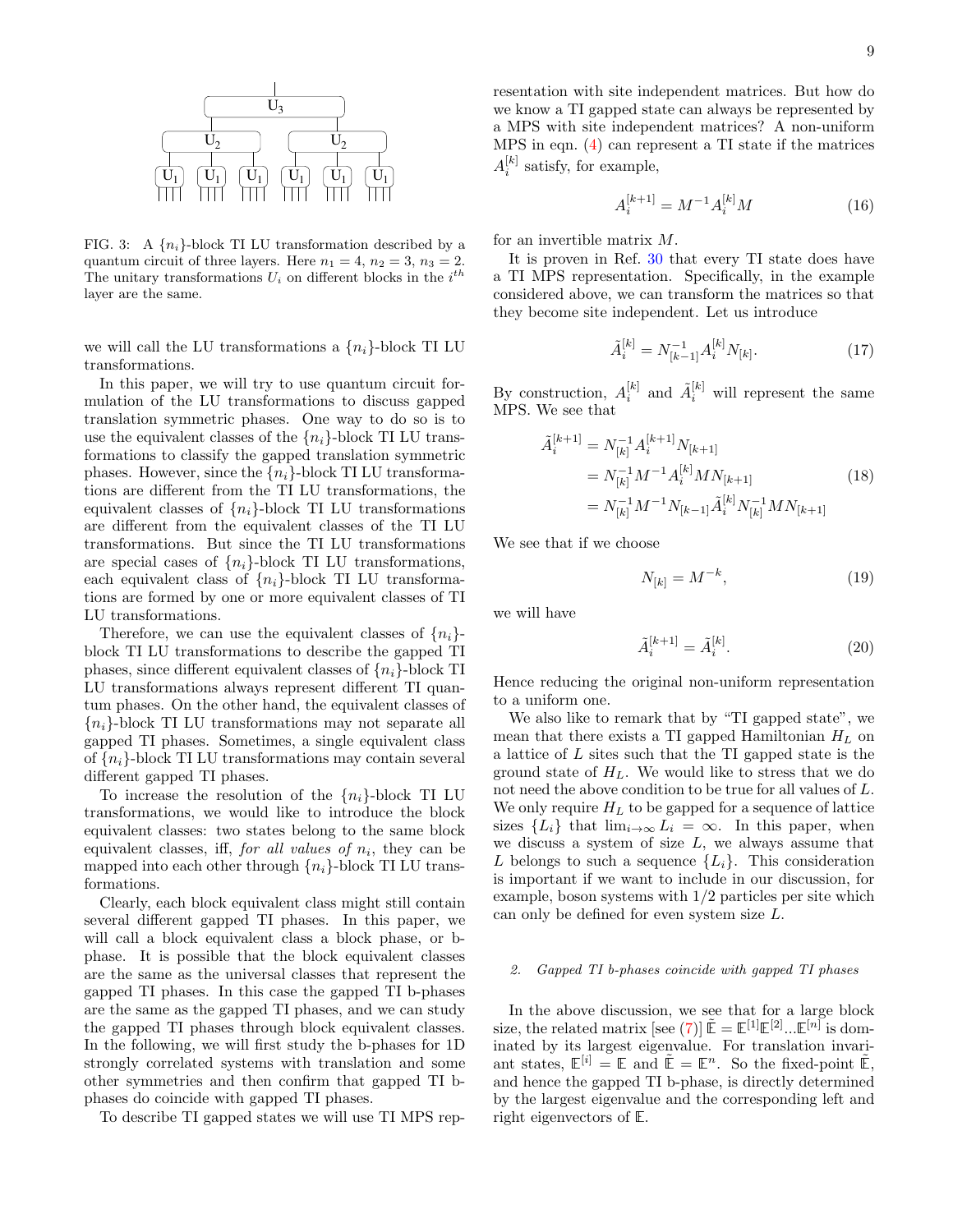FIG. 3: A $\{n_i\}$-block TI LU transformation described by a quantum circuit of three layers. Here $n_1 = 4$, $n_2 = 3$, $n_3 = 2$. The unitary transformations $U_i$ on different blocks in the $i^{th}$ layer are the same.

we will call the LU transformations a $\{n_i\}$-block TI LU transformations.

In this paper, we will try to use quantum circuit formulation of the LU transformations to discuss gapped translation symmetric phases. One way to do so is to use the equivalent classes of the $\{n_i\}$-block TI LU transformations to classify the gapped translation symmetric phases. However, since the $\{n_i\}$-block TI LU transformations are different from the TI LU transformations, the equivalent classes of $\{n_i\}$-block TI LU transformations are different from the equivalent classes of the TI LU transformations. But since the TI LU transformations are special cases of $\{n_i\}$-block TI LU transformations, each equivalent class of $\{n_i\}$-block TI LU transformations are formed by one or more equivalent classes of TI LU transformations.

Therefore, we can use the equivalent classes of $\{n_i\}$-block TI LU transformations to describe the gapped TI phases, since different equivalent classes of $\{n_i\}$-block TI LU transformations always represent different TI quantum phases. On the other hand, the equivalent classes of $\{n_i\}$-block TI LU transformations may not separate all gapped TI phases. Sometimes, a single equivalent class of $\{n_i\}$-block TI LU transformations may contain several different gapped TI phases.

To increase the resolution of the $\{n_i\}$-block TI LU transformations, we would like to introduce the block equivalent classes: two states belong to the same block equivalent classes, iff, *for all values of $n_i$*, they can be mapped into each other through $\{n_i\}$-block TI LU transformations.

Clearly, each block equivalent class might still contain several different gapped TI phases. In this paper, we will call a block equivalent class a block phase, or b-phase. It is possible that the block equivalent classes are the same as the universal classes that represent the gapped TI phases. In this case the gapped TI b-phases are the same as the gapped TI phases, and we can study the gapped TI phases through block equivalent classes. In the following, we will first study the b-phases for 1D strongly correlated systems with translation and some other symmetries and then confirm that gapped TI b-phases do coincide with gapped TI phases.

To describe TI gapped states we will use TI MPS representation with site independent matrices. But how do we know a TI gapped state can always be represented by a MPS with site independent matrices? A non-uniform MPS in eqn. (4) can represent a TI state if the matrices $A_i^{[k]}$ satisfy, for example,

$$A_i^{[k+1]} = M^{-1} A_i^{[k]} M \tag{16}$$

for an invertible matrix $M$.

It is proven in Ref. 30 that every TI state does have a TI MPS representation. Specifically, in the example considered above, we can transform the matrices so that they become site independent. Let us introduce

$$\tilde{A}_i^{[k]} = N_{[k-1]}^{-1} A_i^{[k]} N_{[k]}. \tag{17}$$

By construction, $A_i^{[k]}$ and $\tilde{A}_i^{[k]}$ will represent the same MPS. We see that

$$\begin{aligned}
\tilde{A}_i^{[k+1]} &= N_{[k]}^{-1} A_i^{[k+1]} N_{[k+1]} \\
&= N_{[k]}^{-1} M^{-1} A_i^{[k]} M N_{[k+1]} \\
&= N_{[k]}^{-1} M^{-1} N_{[k-1]} \tilde{A}_i^{[k]} N_{[k]}^{-1} M N_{[k+1]}
\end{aligned} \tag{18}$$

We see that if we choose

$$N_{[k]} = M^{-k}, \tag{19}$$

we will have

$$\tilde{A}_i^{[k+1]} = \tilde{A}_i^{[k]}. \tag{20}$$

Hence reducing the original non-uniform representation to a uniform one.

We also like to remark that by "TI gapped state", we mean that there exists a TI gapped Hamiltonian $H_L$ on a lattice of $L$ sites such that the TI gapped state is the ground state of $H_L$. We would like to stress that we do not need the above condition to be true for all values of $L$. We only require $H_L$ to be gapped for a sequence of lattice sizes $\{L_i\}$ that $\lim_{i\to\infty} L_i = \infty$. In this paper, when we discuss a system of size $L$, we always assume that $L$ belongs to such a sequence $\{L_i\}$. This consideration is important if we want to include in our discussion, for example, boson systems with 1/2 particles per site which can only be defined for even system size $L$.

### 2. Gapped TI b-phases coincide with gapped TI phases

In the above discussion, we see that for a large block size, the related matrix [see (7)] $\tilde{\mathbb{E}} = \mathbb{E}^{[1]}\mathbb{E}^{[2]}...\mathbb{E}^{[n]}$ is dominated by its largest eigenvalue. For translation invariant states, $\mathbb{E}^{[i]} = \mathbb{E}$ and $\tilde{\mathbb{E}} = \mathbb{E}^n$. So the fixed-point $\tilde{\mathbb{E}}$, and hence the gapped TI b-phase, is directly determined by the largest eigenvalue and the corresponding left and right eigenvectors of $\mathbb{E}$.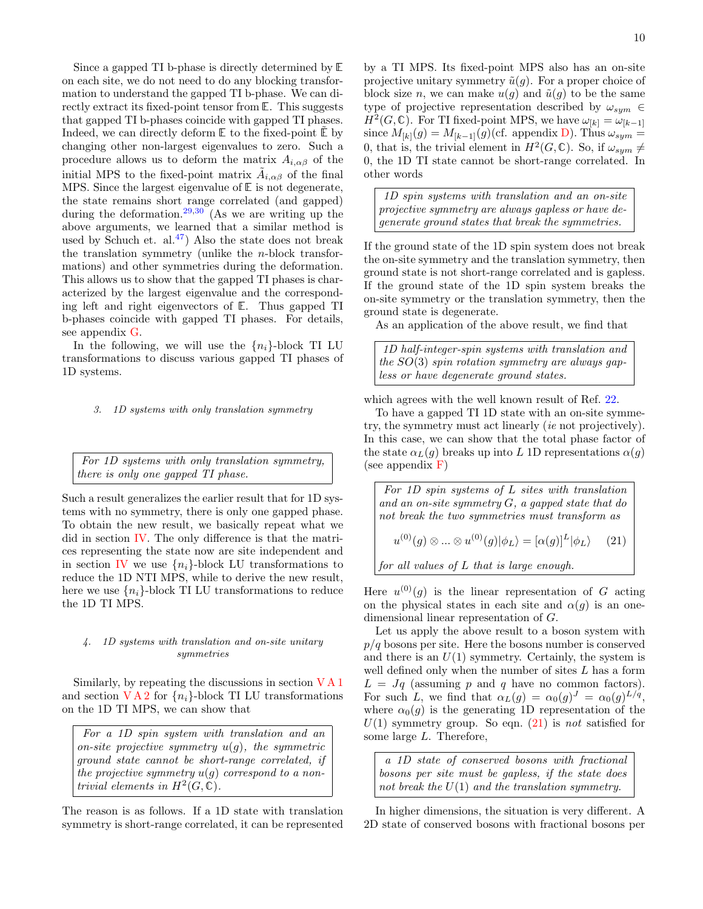Since a gapped TI b-phase is directly determined by $\mathbb{E}$ on each site, we do not need to do any blocking transformation to understand the gapped TI b-phase. We can directly extract its fixed-point tensor from $\mathbb{E}$. This suggests that gapped TI b-phases coincide with gapped TI phases. Indeed, we can directly deform $\mathbb{E}$ to the fixed-point $\tilde{\mathbb{E}}$ by changing other non-largest eigenvalues to zero. Such a procedure allows us to deform the matrix $A_{i,\alpha\beta}$ of the initial MPS to the fixed-point matrix $\tilde{A}_{i,\alpha\beta}$ of the final MPS. Since the largest eigenvalue of $\mathbb{E}$ is not degenerate, the state remains short range correlated (and gapped) during the deformation.[29,30] (As we are writing up the above arguments, we learned that a similar method is used by Schuch et. al.[47]) Also the state does not break the translation symmetry (unlike the $n$-block transformations) and other symmetries during the deformation. This allows us to show that the gapped TI phases is characterized by the largest eigenvalue and the corresponding left and right eigenvectors of $\mathbb{E}$. Thus gapped TI b-phases coincide with gapped TI phases. For details, see appendix G.

In the following, we will use the $\{n_i\}$-block TI LU transformations to discuss various gapped TI phases of 1D systems.

#### 3. 1D systems with only translation symmetry

> *For 1D systems with only translation symmetry, there is only one gapped TI phase.*

Such a result generalizes the earlier result that for 1D systems with no symmetry, there is only one gapped phase. To obtain the new result, we basically repeat what we did in section IV. The only difference is that the matrices representing the state now are site independent and in section IV we use $\{n_i\}$-block LU transformations to reduce the 1D NTI MPS, while to derive the new result, here we use $\{n_i\}$-block TI LU transformations to reduce the 1D TI MPS.

#### 4. 1D systems with translation and on-site unitary symmetries

Similarly, by repeating the discussions in section V A 1 and section V A 2 for $\{n_i\}$-block TI LU transformations on the 1D TI MPS, we can show that

> *For a 1D spin system with translation and an on-site projective symmetry $u(g)$, the symmetric ground state cannot be short-range correlated, if the projective symmetry $u(g)$ correspond to a non-trivial elements in $H^2(G,\mathbb{C})$.*

The reason is as follows. If a 1D state with translation symmetry is short-range correlated, it can be represented by a TI MPS. Its fixed-point MPS also has an on-site projective unitary symmetry $\tilde{u}(g)$. For a proper choice of block size $n$, we can make $u(g)$ and $\tilde{u}(g)$ to be the same type of projective representation described by $\omega_{sym} \in H^2(G,\mathbb{C})$. For TI fixed-point MPS, we have $\omega_{[k]} = \omega_{[k-1]}$ since $M_{[k]}(g) = M_{[k-1]}(g)$(cf. appendix D). Thus $\omega_{sym} = 0$, that is, the trivial element in $H^2(G,\mathbb{C})$. So, if $\omega_{sym} \neq 0$, the 1D TI state cannot be short-range correlated. In other words

> *1D spin systems with translation and an on-site projective symmetry are always gapless or have degenerate ground states that break the symmetries.*

If the ground state of the 1D spin system does not break the on-site symmetry and the translation symmetry, then ground state is not short-range correlated and is gapless. If the ground state of the 1D spin system breaks the on-site symmetry or the translation symmetry, then the ground state is degenerate.

As an application of the above result, we find that

> *1D half-integer-spin systems with translation and the $SO(3)$ spin rotation symmetry are always gapless or have degenerate ground states.*

which agrees with the well known result of Ref. 22.

To have a gapped TI 1D state with an on-site symmetry, the symmetry must act linearly (*ie* not projectively). In this case, we can show that the total phase factor of the state $\alpha_L(g)$ breaks up into $L$ 1D representations $\alpha(g)$ (see appendix F)

> *For 1D spin systems of $L$ sites with translation and an on-site symmetry $G$, a gapped state that do not break the two symmetries must transform as*
>
> $$u^{(0)}(g) \otimes ... \otimes u^{(0)}(g)|\phi_L\rangle = [\alpha(g)]^L|\phi_L\rangle \qquad (21)$$
>
> *for all values of $L$ that is large enough.*

Here $u^{(0)}(g)$ is the linear representation of $G$ acting on the physical states in each site and $\alpha(g)$ is an one-dimensional linear representation of $G$.

Let us apply the above result to a boson system with $p/q$ bosons per site. Here the bosons number is conserved and there is an $U(1)$ symmetry. Certainly, the system is well defined only when the number of sites $L$ has a form $L = Jq$ (assuming $p$ and $q$ have no common factors). For such $L$, we find that $\alpha_L(g) = \alpha_0(g)^J = \alpha_0(g)^{L/q}$, where $\alpha_0(g)$ is the generating 1D representation of the $U(1)$ symmetry group. So eqn. (21) is *not* satisfied for some large $L$. Therefore,

> *a 1D state of conserved bosons with fractional bosons per site must be gapless, if the state does not break the $U(1)$ and the translation symmetry.*

In higher dimensions, the situation is very different. A 2D state of conserved bosons with fractional bosons per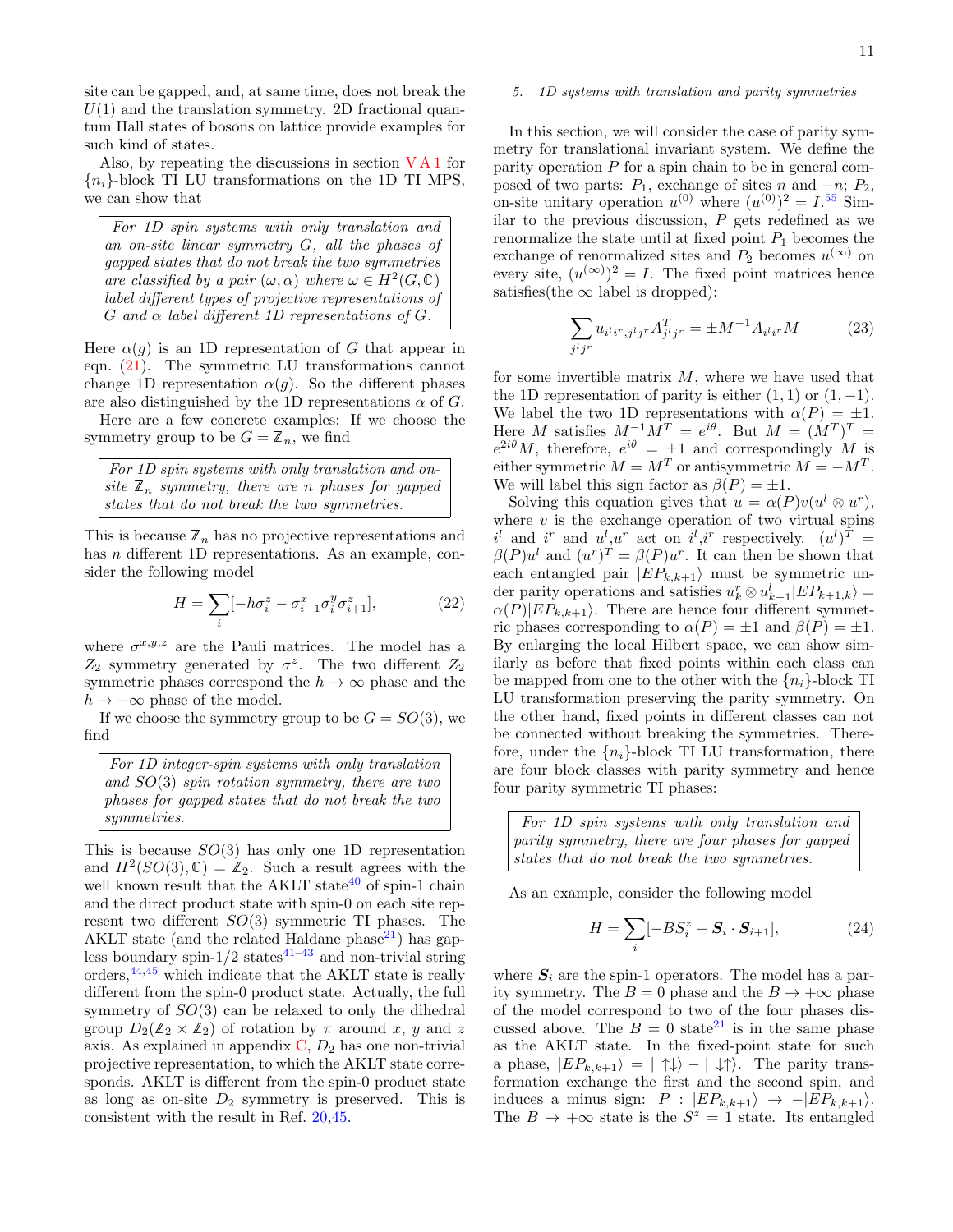site can be gapped, and, at same time, does not break the $U(1)$ and the translation symmetry. 2D fractional quantum Hall states of bosons on lattice provide examples for such kind of states.

Also, by repeating the discussions in section V A 1 for $\{n_i\}$-block TI LU transformations on the 1D TI MPS, we can show that

> *For 1D spin systems with only translation and an on-site linear symmetry $G$, all the phases of gapped states that do not break the two symmetries are classified by a pair $(\omega, \alpha)$ where $\omega \in H^2(G, \mathbb{C})$ label different types of projective representations of $G$ and $\alpha$ label different 1D representations of $G$.*

Here $\alpha(g)$ is an 1D representation of $G$ that appear in eqn. (21). The symmetric LU transformations cannot change 1D representation $\alpha(g)$. So the different phases are also distinguished by the 1D representations $\alpha$ of $G$.

Here are a few concrete examples: If we choose the symmetry group to be $G = \mathbb{Z}_n$, we find

> *For 1D spin systems with only translation and on-site $\mathbb{Z}_n$ symmetry, there are $n$ phases for gapped states that do not break the two symmetries.*

This is because $\mathbb{Z}_n$ has no projective representations and has $n$ different 1D representations. As an example, consider the following model

$$H = \sum_i [-h\sigma_i^z - \sigma_{i-1}^x \sigma_i^y \sigma_{i+1}^z], \tag{22}$$

where $\sigma^{x,y,z}$ are the Pauli matrices. The model has a $Z_2$ symmetry generated by $\sigma^z$. The two different $Z_2$ symmetric phases correspond the $h \to \infty$ phase and the $h \to -\infty$ phase of the model.

If we choose the symmetry group to be $G = SO(3)$, we find

> *For 1D integer-spin systems with only translation and $SO(3)$ spin rotation symmetry, there are two phases for gapped states that do not break the two symmetries.*

This is because $SO(3)$ has only one 1D representation and $H^2(SO(3), \mathbb{C}) = \mathbb{Z}_2$. Such a result agrees with the well known result that the AKLT state[40] of spin-1 chain and the direct product state with spin-0 on each site represent two different $SO(3)$ symmetric TI phases. The AKLT state (and the related Haldane phase[21]) has gapless boundary spin-1/2 states[41–43] and non-trivial string orders,[44,45] which indicate that the AKLT state is really different from the spin-0 product state. Actually, the full symmetry of $SO(3)$ can be relaxed to only the dihedral group $D_2(\mathbb{Z}_2 \times \mathbb{Z}_2)$ of rotation by $\pi$ around $x$, $y$ and $z$ axis. As explained in appendix C, $D_2$ has one non-trivial projective representation, to which the AKLT state corresponds. AKLT is different from the spin-0 product state as long as on-site $D_2$ symmetry is preserved. This is consistent with the result in Ref. 20,45.

#### 5. 1D systems with translation and parity symmetries

In this section, we will consider the case of parity symmetry for translational invariant system. We define the parity operation $P$ for a spin chain to be in general composed of two parts: $P_1$, exchange of sites $n$ and $-n$; $P_2$, on-site unitary operation $u^{(0)}$ where $(u^{(0)})^2 = I$.[55] Similar to the previous discussion, $P$ gets redefined as we renormalize the state until at fixed point $P_1$ becomes the exchange of renormalized sites and $P_2$ becomes $u^{(\infty)}$ on every site, $(u^{(\infty)})^2 = I$. The fixed point matrices hence satisfies(the $\infty$ label is dropped):

$$\sum_{j^l j^r} u_{i^l i^r, j^l j^r} A^T_{j^l j^r} = \pm M^{-1} A_{i^l i^r} M \tag{23}$$

for some invertible matrix $M$, where we have used that the 1D representation of parity is either $(1,1)$ or $(1,-1)$. We label the two 1D representations with $\alpha(P) = \pm 1$. Here $M$ satisfies $M^{-1}M^T = e^{i\theta}$. But $M = (M^T)^T = e^{2i\theta}M$, therefore, $e^{i\theta} = \pm 1$ and correspondingly $M$ is either symmetric $M = M^T$ or antisymmetric $M = -M^T$. We will label this sign factor as $\beta(P) = \pm 1$.

Solving this equation gives that $u = \alpha(P) v (u^l \otimes u^r)$, where $v$ is the exchange operation of two virtual spins $i^l$ and $i^r$ and $u^l$,$u^r$ act on $i^l$,$i^r$ respectively. $(u^l)^T = \beta(P) u^l$ and $(u^r)^T = \beta(P) u^r$. It can then be shown that each entangled pair $|EP_{k,k+1}\rangle$ must be symmetric under parity operations and satisfies $u^r_k \otimes u^l_{k+1} |EP_{k+1,k}\rangle = \alpha(P) |EP_{k,k+1}\rangle$. There are hence four different symmetric phases corresponding to $\alpha(P) = \pm 1$ and $\beta(P) = \pm 1$. By enlarging the local Hilbert space, we can show similarly as before that fixed points within each class can be mapped from one to the other with the $\{n_i\}$-block TI LU transformation preserving the parity symmetry. On the other hand, fixed points in different classes can not be connected without breaking the symmetries. Therefore, under the $\{n_i\}$-block TI LU transformation, there are four block classes with parity symmetry and hence four parity symmetric TI phases:

> *For 1D spin systems with only translation and parity symmetry, there are four phases for gapped states that do not break the two symmetries.*

As an example, consider the following model

$$H = \sum_i [-BS_i^z + \boldsymbol{S}_i \cdot \boldsymbol{S}_{i+1}], \tag{24}$$

where $\boldsymbol{S}_i$ are the spin-1 operators. The model has a parity symmetry. The $B = 0$ phase and the $B \to +\infty$ phase of the model correspond to two of the four phases discussed above. The $B = 0$ state[21] is in the same phase as the AKLT state. In the fixed-point state for such a phase, $|EP_{k,k+1}\rangle = |\uparrow\downarrow\rangle - |\downarrow\uparrow\rangle$. The parity transformation exchange the first and the second spin, and induces a minus sign: $P : |EP_{k,k+1}\rangle \to -|EP_{k,k+1}\rangle$. The $B \to +\infty$ state is the $S^z = 1$ state. Its entangled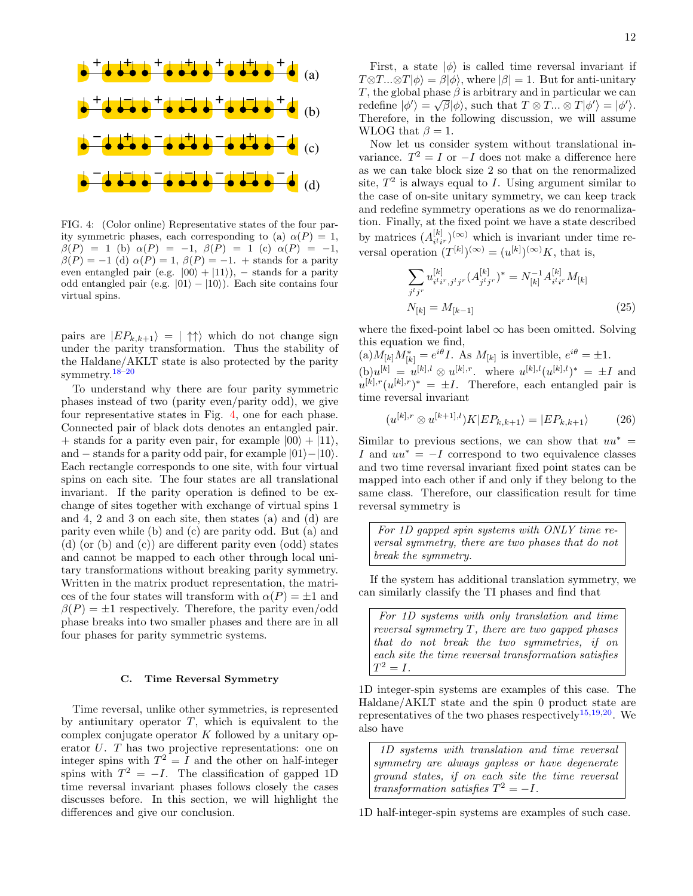FIG. 4: (Color online) Representative states of the four parity symmetric phases, each corresponding to (a) $\alpha(P)=1$, $\beta(P)=1$ (b) $\alpha(P)=-1$, $\beta(P)=1$ (c) $\alpha(P)=-1$, $\beta(P)=-1$ (d) $\alpha(P)=1$, $\beta(P)=-1$. + stands for a parity even entangled pair (e.g. $|00\rangle+|11\rangle$), − stands for a parity odd entangled pair (e.g. $|01\rangle-|10\rangle$). Each site contains four virtual spins.

pairs are $|EP_{k,k+1}\rangle = |\uparrow\uparrow\rangle$ which do not change sign under the parity transformation. Thus the stability of the Haldane/AKLT state is also protected by the parity symmetry.[18–20]

To understand why there are four parity symmetric phases instead of two (parity even/parity odd), we give four representative states in Fig. 4, one for each phase. Connected pair of black dots denotes an entangled pair. + stands for a parity even pair, for example $|00\rangle+|11\rangle$, and − stands for a parity odd pair, for example $|01\rangle-|10\rangle$. Each rectangle corresponds to one site, with four virtual spins on each site. The four states are all translational invariant. If the parity operation is defined to be exchange of sites together with exchange of virtual spins 1 and 4, 2 and 3 on each site, then states (a) and (d) are parity even while (b) and (c) are parity odd. But (a) and (d) (or (b) and (c)) are different parity even (odd) states and cannot be mapped to each other through local unitary transformations without breaking parity symmetry. Written in the matrix product representation, the matrices of the four states will transform with $\alpha(P)=\pm1$ and $\beta(P)=\pm1$ respectively. Therefore, the parity even/odd phase breaks into two smaller phases and there are in all four phases for parity symmetric systems.

### C. Time Reversal Symmetry

Time reversal, unlike other symmetries, is represented by antiunitary operator $T$, which is equivalent to the complex conjugate operator $K$ followed by a unitary operator $U$. $T$ has two projective representations: one on integer spins with $T^2=I$ and the other on half-integer spins with $T^2=-I$. The classification of gapped 1D time reversal invariant phases follows closely the cases discusses before. In this section, we will highlight the differences and give our conclusion.

First, a state $|\phi\rangle$ is called time reversal invariant if $T\otimes T...\otimes T|\phi\rangle = \beta|\phi\rangle$, where $|\beta|=1$. But for anti-unitary $T$, the global phase $\beta$ is arbitrary and in particular we can redefine $|\phi'\rangle = \sqrt{\beta}|\phi\rangle$, such that $T\otimes T...\otimes T|\phi'\rangle = |\phi'\rangle$. Therefore, in the following discussion, we will assume WLOG that $\beta=1$.

Now let us consider system without translational invariance. $T^2=I$ or $-I$ does not make a difference here as we can take block size 2 so that on the renormalized site, $T^2$ is always equal to $I$. Using argument similar to the case of on-site unitary symmetry, we can keep track and redefine symmetry operations as we do renormalization. Finally, at the fixed point we have a state described by matrices $(A^{[k]}_{i^l i^r})^{(\infty)}$ which is invariant under time reversal operation $(T^{[k]})^{(\infty)} = (u^{[k]})^{(\infty)}K$, that is,

$$
\begin{aligned}
\sum_{j^l j^r} u^{[k]}_{i^l i^r, j^l j^r} (A^{[k]}_{j^l j^r})^* &= N^{-1}_{[k]} A^{[k]}_{i^l i^r} M_{[k]} \\
N_{[k]} &= M_{[k-1]}
\end{aligned}
\tag{25}
$$

where the fixed-point label $\infty$ has been omitted. Solving this equation we find,

(a)$M_{[k]}M^*_{[k]} = e^{i\theta}I$. As $M_{[k]}$ is invertible, $e^{i\theta}=\pm1$.

(b)$u^{[k]} = u^{[k],l}\otimes u^{[k],r}$. where $u^{[k],l}(u^{[k],l})^* = \pm I$ and $u^{[k],r}(u^{[k],r})^* = \pm I$. Therefore, each entangled pair is time reversal invariant

$$
(u^{[k],r}\otimes u^{[k+1],l})K|EP_{k,k+1}\rangle = |EP_{k,k+1}\rangle \tag{26}
$$

Similar to previous sections, we can show that $uu^*=I$ and $uu^*=-I$ correspond to two equivalence classes and two time reversal invariant fixed point states can be mapped into each other if and only if they belong to the same class. Therefore, our classification result for time reversal symmetry is

> *For 1D gapped spin systems with ONLY time reversal symmetry, there are two phases that do not break the symmetry.*

If the system has additional translation symmetry, we can similarly classify the TI phases and find that

> *For 1D systems with only translation and time reversal symmetry $T$, there are two gapped phases that do not break the two symmetries, if on each site the time reversal transformation satisfies $T^2=I$.*

1D integer-spin systems are examples of this case. The Haldane/AKLT state and the spin 0 product state are representatives of the two phases respectively[15,19,20]. We also have

> *1D systems with translation and time reversal symmetry are always gapless or have degenerate ground states, if on each site the time reversal transformation satisfies $T^2=-I$.*

1D half-integer-spin systems are examples of such case.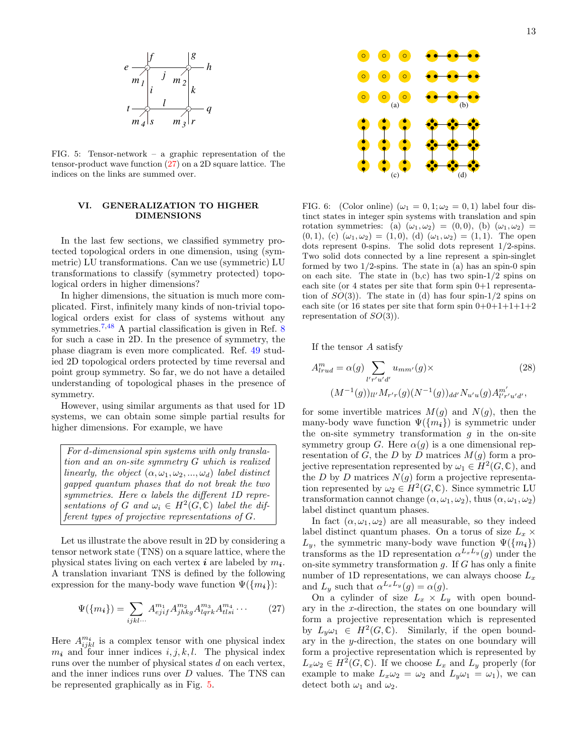FIG. 5: Tensor-network – a graphic representation of the tensor-product wave function (27) on a 2D square lattice. The indices on the links are summed over.

## VI. GENERALIZATION TO HIGHER DIMENSIONS

In the last few sections, we classified symmetry protected topological orders in one dimension, using (symmetric) LU transformations. Can we use (symmetric) LU transformations to classify (symmetry protected) topological orders in higher dimensions?

In higher dimensions, the situation is much more complicated. First, infinitely many kinds of non-trivial topological orders exist for class of systems without any symmetries.[7,48] A partial classification is given in Ref. 8 for such a case in 2D. In the presence of symmetry, the phase diagram is even more complicated. Ref. 49 studied 2D topological orders protected by time reversal and point group symmetry. So far, we do not have a detailed understanding of topological phases in the presence of symmetry.

However, using similar arguments as that used for 1D systems, we can obtain some simple partial results for higher dimensions. For example, we have

> *For d-dimensional spin systems with only translation and an on-site symmetry $G$ which is realized linearly, the object $(\alpha, \omega_1, \omega_2, ..., \omega_d)$ label distinct gapped quantum phases that do not break the two symmetries. Here $\alpha$ labels the different 1D representations of $G$ and $\omega_i \in H^2(G, \mathbb{C})$ label the different types of projective representations of $G$.*

Let us illustrate the above result in 2D by considering a tensor network state (TNS) on a square lattice, where the physical states living on each vertex $\boldsymbol{i}$ are labeled by $m_{\boldsymbol{i}}$. A translation invariant TNS is defined by the following expression for the many-body wave function $\Psi(\{m_{\boldsymbol{i}}\})$:

$$\Psi(\{m_{\boldsymbol{i}}\}) = \sum_{ijkl\cdots} A^{m_1}_{ejif} A^{m_2}_{jhkg} A^{m_3}_{lqrk} A^{m_4}_{tlsi} \cdots \tag{27}$$

Here $A^{m_{\boldsymbol{i}}}_{ijkl}$ is a complex tensor with one physical index $m_{\boldsymbol{i}}$ and four inner indices $i, j, k, l$. The physical index runs over the number of physical states $d$ on each vertex, and the inner indices runs over $D$ values. The TNS can be represented graphically as in Fig. 5.

FIG. 6: (Color online) $(\omega_1 = 0, 1; \omega_2 = 0, 1)$ label four distinct states in integer spin systems with translation and spin rotation symmetries: (a) $(\omega_1, \omega_2) = (0, 0)$, (b) $(\omega_1, \omega_2) = (0, 1)$, (c) $(\omega_1, \omega_2) = (1, 0)$, (d) $(\omega_1, \omega_2) = (1, 1)$. The open dots represent 0-spins. The solid dots represent 1/2-spins. Two solid dots connected by a line represent a spin-singlet formed by two 1/2-spins. The state in (a) has an spin-0 spin on each site. The state in (b,c) has two spin-1/2 spins on each site (or 4 states per site that form spin 0+1 representation of $SO(3)$). The state in (d) has four spin-1/2 spins on each site (or 16 states per site that form spin 0+0+1+1+1+2 representation of $SO(3)$).

If the tensor $A$ satisfy

$$\begin{aligned} A^m_{lrud} = \alpha(g) \sum_{l'r'u'd'} u_{mm'}(g) \times \\ (M^{-1}(g))_{ll'} M_{r'r}(g) (N^{-1}(g))_{dd'} N_{u'u}(g) A^{m'}_{l'r'u'd'}, \end{aligned} \tag{28}$$

for some invertible matrices $M(g)$ and $N(g)$, then the many-body wave function $\Psi(\{m_{\boldsymbol{i}}\})$ is symmetric under the on-site symmetry transformation $g$ in the on-site symmetry group $G$. Here $\alpha(g)$ is a one dimensional representation of $G$, the $D$ by $D$ matrices $M(g)$ form a projective representation represented by $\omega_1 \in H^2(G, \mathbb{C})$, and the $D$ by $D$ matrices $N(g)$ form a projective representation represented by $\omega_2 \in H^2(G, \mathbb{C})$. Since symmetric LU transformation cannot change $(\alpha, \omega_1, \omega_2)$, thus $(\alpha, \omega_1, \omega_2)$ label distinct quantum phases.

In fact $(\alpha, \omega_1, \omega_2)$ are all measurable, so they indeed label distinct quantum phases. On a torus of size $L_x \times L_y$, the symmetric many-body wave function $\Psi(\{m_{\boldsymbol{i}}\})$ transforms as the 1D representation $\alpha^{L_x L_y}(g)$ under the on-site symmetry transformation $g$. If $G$ has only a finite number of 1D representations, we can always choose $L_x$ and $L_y$ such that $\alpha^{L_x L_y}(g) = \alpha(g)$.

On a cylinder of size $L_x \times L_y$ with open boundary in the $x$-direction, the states on one boundary will form a projective representation which is represented by $L_y \omega_1 \in H^2(G, \mathbb{C})$. Similarly, if the open boundary in the $y$-direction, the states on one boundary will form a projective representation which is represented by $L_x \omega_2 \in H^2(G, \mathbb{C})$. If we choose $L_x$ and $L_y$ properly (for example to make $L_x \omega_2 = \omega_2$ and $L_y \omega_1 = \omega_1$), we can detect both $\omega_1$ and $\omega_2$.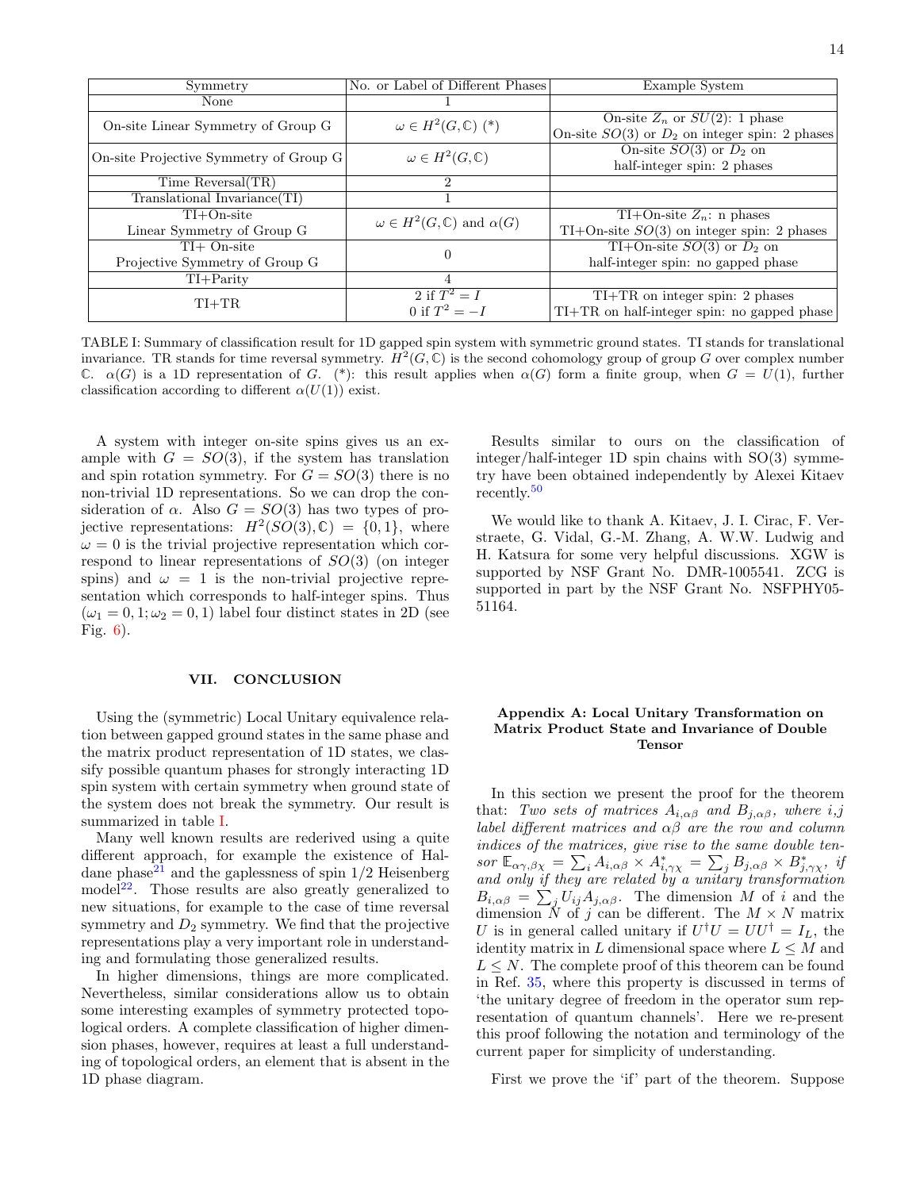| Symmetry | No. or Label of Different Phases | Example System |
|---|---|---|
| None | 1 | |
| On-site Linear Symmetry of Group G | $\omega \in H^2(G,\mathbb{C})$ (*) | On-site $Z_n$ or $SU(2)$: 1 phase<br>On-site $SO(3)$ or $D_2$ on integer spin: 2 phases |
| On-site Projective Symmetry of Group G | $\omega \in H^2(G,\mathbb{C})$ | On-site $SO(3)$ or $D_2$ on half-integer spin: 2 phases |
| Time Reversal(TR) | 2 | |
| Translational Invariance(TI) | 1 | |
| TI+On-site Linear Symmetry of Group G | $\omega \in H^2(G,\mathbb{C})$ and $\alpha(G)$ | TI+On-site $Z_n$: n phases<br>TI+On-site $SO(3)$ on integer spin: 2 phases |
| TI+ On-site Projective Symmetry of Group G | 0 | TI+On-site $SO(3)$ or $D_2$ on half-integer spin: no gapped phase |
| TI+Parity | 4 | |
| TI+TR | 2 if $T^2 = I$<br>0 if $T^2 = -I$ | TI+TR on integer spin: 2 phases<br>TI+TR on half-integer spin: no gapped phase |

TABLE I: Summary of classification result for 1D gapped spin system with symmetric ground states. TI stands for translational invariance. TR stands for time reversal symmetry. $H^2(G,\mathbb{C})$ is the second cohomology group of group $G$ over complex number $\mathbb{C}$. $\alpha(G)$ is a 1D representation of $G$. (*): this result applies when $\alpha(G)$ form a finite group, when $G = U(1)$, further classification according to different $\alpha(U(1))$ exist.

A system with integer on-site spins gives us an example with $G = SO(3)$, if the system has translation and spin rotation symmetry. For $G = SO(3)$ there is no non-trivial 1D representations. So we can drop the consideration of $\alpha$. Also $G = SO(3)$ has two types of projective representations: $H^2(SO(3),\mathbb{C}) = \{0,1\}$, where $\omega = 0$ is the trivial projective representation which correspond to linear representations of $SO(3)$ (on integer spins) and $\omega = 1$ is the non-trivial projective representation which corresponds to half-integer spins. Thus $(\omega_1 = 0,1; \omega_2 = 0,1)$ label four distinct states in 2D (see Fig. 6).

## VII. CONCLUSION

Using the (symmetric) Local Unitary equivalence relation between gapped ground states in the same phase and the matrix product representation of 1D states, we classify possible quantum phases for strongly interacting 1D spin system with certain symmetry when ground state of the system does not break the symmetry. Our result is summarized in table I.

Many well known results are rederived using a quite different approach, for example the existence of Haldane phase[21] and the gaplessness of spin 1/2 Heisenberg model[22]. Those results are also greatly generalized to new situations, for example to the case of time reversal symmetry and $D_2$ symmetry. We find that the projective representations play a very important role in understanding and formulating those generalized results.

In higher dimensions, things are more complicated. Nevertheless, similar considerations allow us to obtain some interesting examples of symmetry protected topological orders. A complete classification of higher dimension phases, however, requires at least a full understanding of topological orders, an element that is absent in the 1D phase diagram.

Results similar to ours on the classification of integer/half-integer 1D spin chains with SO(3) symmetry have been obtained independently by Alexei Kitaev recently.[50]

We would like to thank A. Kitaev, J. I. Cirac, F. Verstraete, G. Vidal, G.-M. Zhang, A. W.W. Ludwig and H. Katsura for some very helpful discussions. XGW is supported by NSF Grant No. DMR-1005541. ZCG is supported in part by the NSF Grant No. NSFPHY05-51164.

## Appendix A: Local Unitary Transformation on Matrix Product State and Invariance of Double Tensor

In this section we present the proof for the theorem that: *Two sets of matrices $A_{i,\alpha\beta}$ and $B_{j,\alpha\beta}$, where i,j label different matrices and $\alpha\beta$ are the row and column indices of the matrices, give rise to the same double tensor $\mathbb{E}_{\alpha\gamma,\beta\chi} = \sum_i A_{i,\alpha\beta} \times A^*_{i,\gamma\chi} = \sum_j B_{j,\alpha\beta} \times B^*_{j,\gamma\chi}$, if and only if they are related by a unitary transformation $B_{i,\alpha\beta} = \sum_j U_{ij} A_{j,\alpha\beta}$.* The dimension $M$ of $i$ and the dimension $N$ of $j$ can be different. The $M \times N$ matrix $U$ is in general called unitary if $U^\dagger U = UU^\dagger = I_L$, the identity matrix in $L$ dimensional space where $L \leq M$ and $L \leq N$. The complete proof of this theorem can be found in Ref. 35, where this property is discussed in terms of 'the unitary degree of freedom in the operator sum representation of quantum channels'. Here we re-present this proof following the notation and terminology of the current paper for simplicity of understanding.

First we prove the 'if' part of the theorem. Suppose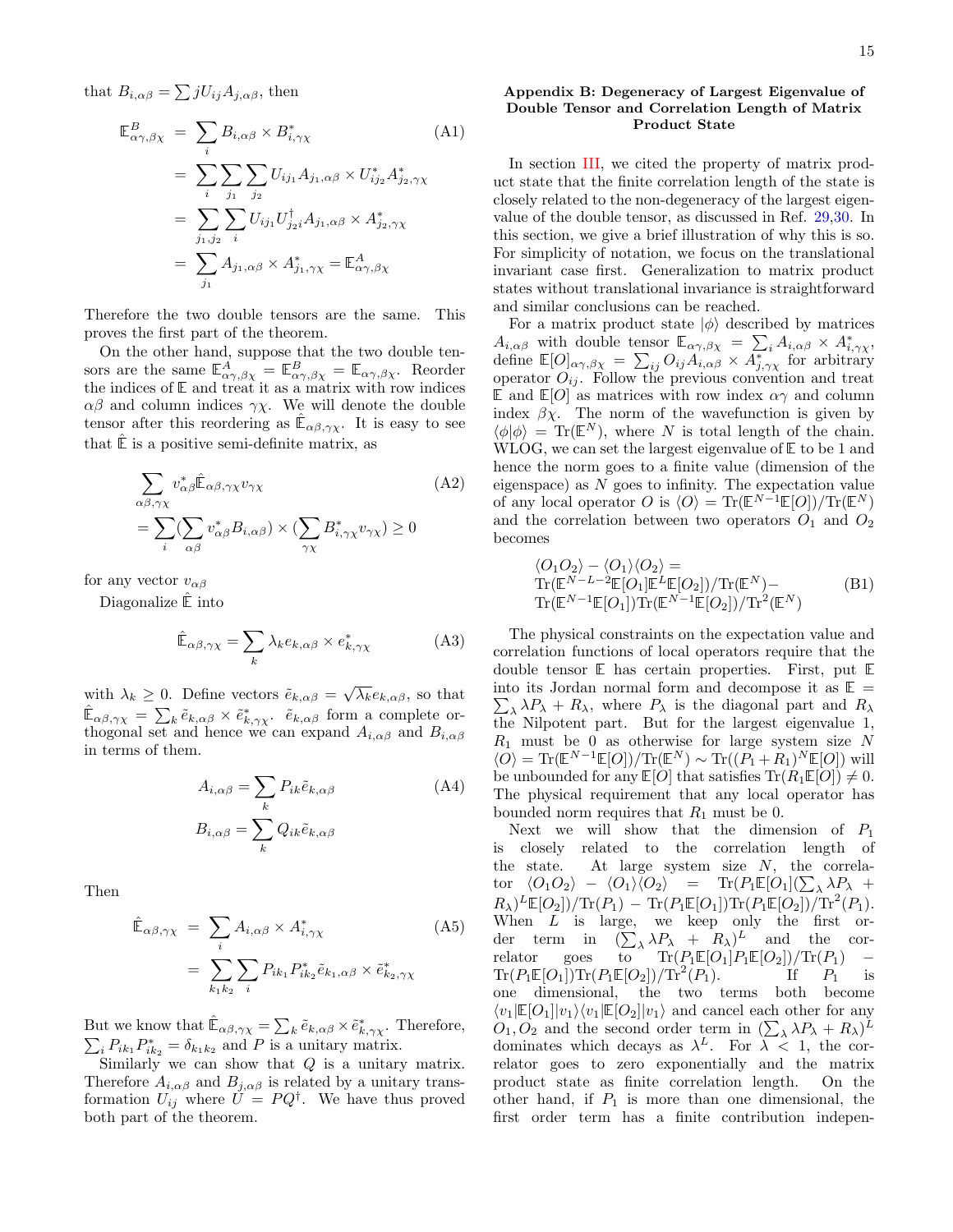that $B_{i,\alpha\beta} = \sum jU_{ij}A_{j,\alpha\beta}$, then

$$
\begin{aligned}
\mathbb{E}^B_{\alpha\gamma,\beta\chi} &= \sum_i B_{i,\alpha\beta} \times B^*_{i,\gamma\chi} \qquad\qquad \text{(A1)}\\
&= \sum_i \sum_{j_1} \sum_{j_2} U_{ij_1} A_{j_1,\alpha\beta} \times U^*_{ij_2} A^*_{j_2,\gamma\chi}\\
&= \sum_{j_1,j_2} \sum_i U_{ij_1} U^\dagger_{j_2 i} A_{j_1,\alpha\beta} \times A^*_{j_2,\gamma\chi}\\
&= \sum_{j_1} A_{j_1,\alpha\beta} \times A^*_{j_1,\gamma\chi} = \mathbb{E}^A_{\alpha\gamma,\beta\chi}
\end{aligned}
$$

Therefore the two double tensors are the same. This proves the first part of the theorem.

On the other hand, suppose that the two double tensors are the same $\mathbb{E}^A_{\alpha\gamma,\beta\chi} = \mathbb{E}^B_{\alpha\gamma,\beta\chi} = \mathbb{E}_{\alpha\gamma,\beta\chi}$. Reorder the indices of $\mathbb{E}$ and treat it as a matrix with row indices $\alpha\beta$ and column indices $\gamma\chi$. We will denote the double tensor after this reordering as $\hat{\mathbb{E}}_{\alpha\beta,\gamma\chi}$. It is easy to see that $\hat{\mathbb{E}}$ is a positive semi-definite matrix, as

$$
\begin{aligned}
&\sum_{\alpha\beta,\gamma\chi} v^*_{\alpha\beta} \hat{\mathbb{E}}_{\alpha\beta,\gamma\chi} v_{\gamma\chi} \qquad\qquad \text{(A2)}\\
&= \sum_i (\sum_{\alpha\beta} v^*_{\alpha\beta} B_{i,\alpha\beta}) \times (\sum_{\gamma\chi} B^*_{i,\gamma\chi} v_{\gamma\chi}) \geq 0
\end{aligned}
$$

for any vector $v_{\alpha\beta}$

Diagonalize $\hat{\mathbb{E}}$ into

$$
\hat{\mathbb{E}}_{\alpha\beta,\gamma\chi} = \sum_k \lambda_k e_{k,\alpha\beta} \times e^*_{k,\gamma\chi} \qquad \text{(A3)}
$$

with $\lambda_k \geq 0$. Define vectors $\tilde{e}_{k,\alpha\beta} = \sqrt{\lambda_k} e_{k,\alpha\beta}$, so that $\hat{\mathbb{E}}_{\alpha\beta,\gamma\chi} = \sum_k \tilde{e}_{k,\alpha\beta} \times \tilde{e}^*_{k,\gamma\chi}$. $\tilde{e}_{k,\alpha\beta}$ form a complete orthogonal set and hence we can expand $A_{i,\alpha\beta}$ and $B_{i,\alpha\beta}$ in terms of them.

$$
\begin{aligned}
A_{i,\alpha\beta} &= \sum_k P_{ik} \tilde{e}_{k,\alpha\beta} \qquad \text{(A4)}\\
B_{i,\alpha\beta} &= \sum_k Q_{ik} \tilde{e}_{k,\alpha\beta}
\end{aligned}
$$

Then

$$
\begin{aligned}
\hat{\mathbb{E}}_{\alpha\beta,\gamma\chi} &= \sum_i A_{i,\alpha\beta} \times A^*_{i,\gamma\chi} \qquad \text{(A5)}\\
&= \sum_{k_1 k_2} \sum_i P_{ik_1} P^*_{ik_2} \tilde{e}_{k_1,\alpha\beta} \times \tilde{e}^*_{k_2,\gamma\chi}
\end{aligned}
$$

But we know that $\hat{\mathbb{E}}_{\alpha\beta,\gamma\chi} = \sum_k \tilde{e}_{k,\alpha\beta} \times \tilde{e}^*_{k,\gamma\chi}$. Therefore, $\sum_i P_{ik_1} P^*_{ik_2} = \delta_{k_1 k_2}$ and $P$ is a unitary matrix.

Similarly we can show that $Q$ is a unitary matrix. Therefore $A_{i,\alpha\beta}$ and $B_{j,\alpha\beta}$ is related by a unitary transformation $U_{ij}$ where $U = PQ^\dagger$. We have thus proved both part of the theorem.

## Appendix B: Degeneracy of Largest Eigenvalue of Double Tensor and Correlation Length of Matrix Product State

In section III, we cited the property of matrix product state that the finite correlation length of the state is closely related to the non-degeneracy of the largest eigenvalue of the double tensor, as discussed in Ref. 29,30. In this section, we give a brief illustration of why this is so. For simplicity of notation, we focus on the translational invariant case first. Generalization to matrix product states without translational invariance is straightforward and similar conclusions can be reached.

For a matrix product state $|\phi\rangle$ described by matrices $A_{i,\alpha\beta}$ with double tensor $\mathbb{E}_{\alpha\gamma,\beta\chi} = \sum_i A_{i,\alpha\beta} \times A^*_{i,\gamma\chi}$, define $\mathbb{E}[O]_{\alpha\gamma,\beta\chi} = \sum_{ij} O_{ij} A_{i,\alpha\beta} \times A^*_{j,\gamma\chi}$ for arbitrary operator $O_{ij}$. Follow the previous convention and treat $\mathbb{E}$ and $\mathbb{E}[O]$ as matrices with row index $\alpha\gamma$ and column index $\beta\chi$. The norm of the wavefunction is given by $\langle\phi|\phi\rangle = \text{Tr}(\mathbb{E}^N)$, where $N$ is total length of the chain. WLOG, we can set the largest eigenvalue of $\mathbb{E}$ to be 1 and hence the norm goes to a finite value (dimension of the eigenspace) as $N$ goes to infinity. The expectation value of any local operator $O$ is $\langle O\rangle = \text{Tr}(\mathbb{E}^{N-1}\mathbb{E}[O])/\text{Tr}(\mathbb{E}^N)$ and the correlation between two operators $O_1$ and $O_2$ becomes

$$
\begin{aligned}
&\langle O_1 O_2\rangle - \langle O_1\rangle\langle O_2\rangle = \\
&\text{Tr}(\mathbb{E}^{N-L-2}\mathbb{E}[O_1]\mathbb{E}^L\mathbb{E}[O_2])/\text{Tr}(\mathbb{E}^N) - \qquad \text{(B1)}\\
&\text{Tr}(\mathbb{E}^{N-1}\mathbb{E}[O_1])\text{Tr}(\mathbb{E}^{N-1}\mathbb{E}[O_2])/\text{Tr}^2(\mathbb{E}^N)
\end{aligned}
$$

The physical constraints on the expectation value and correlation functions of local operators require that the double tensor $\mathbb{E}$ has certain properties. First, put $\mathbb{E}$ into its Jordan normal form and decompose it as $\mathbb{E} = \sum_\lambda \lambda P_\lambda + R_\lambda$, where $P_\lambda$ is the diagonal part and $R_\lambda$ the Nilpotent part. But for the largest eigenvalue 1, $R_1$ must be 0 as otherwise for large system size $N$ $\langle O\rangle = \text{Tr}(\mathbb{E}^{N-1}\mathbb{E}[O])/\text{Tr}(\mathbb{E}^N) \sim \text{Tr}((P_1+R_1)^N\mathbb{E}[O])$ will be unbounded for any $\mathbb{E}[O]$ that satisfies $\text{Tr}(R_1\mathbb{E}[O]) \neq 0$. The physical requirement that any local operator has bounded norm requires that $R_1$ must be 0.

Next we will show that the dimension of $P_1$ is closely related to the correlation length of the state. At large system size $N$, the correlator $\langle O_1 O_2\rangle - \langle O_1\rangle\langle O_2\rangle = \text{Tr}(P_1\mathbb{E}[O_1](\sum_\lambda \lambda P_\lambda + R_\lambda)^L\mathbb{E}[O_2])/\text{Tr}(P_1) - \text{Tr}(P_1\mathbb{E}[O_1])\text{Tr}(P_1\mathbb{E}[O_2])/\text{Tr}^2(P_1)$. When $L$ is large, we keep only the first order term in $(\sum_\lambda \lambda P_\lambda + R_\lambda)^L$ and the correlator goes to $\text{Tr}(P_1\mathbb{E}[O_1]P_1\mathbb{E}[O_2])/\text{Tr}(P_1) - \text{Tr}(P_1\mathbb{E}[O_1])\text{Tr}(P_1\mathbb{E}[O_2])/\text{Tr}^2(P_1)$. If $P_1$ is one dimensional, the two terms both become $\langle v_1|\mathbb{E}[O_1]|v_1\rangle\langle v_1|\mathbb{E}[O_2]|v_1\rangle$ and cancel each other for any $O_1, O_2$ and the second order term in $(\sum_\lambda \lambda P_\lambda + R_\lambda)^L$ dominates which decays as $\lambda^L$. For $\lambda < 1$, the correlator goes to zero exponentially and the matrix product state as finite correlation length. On the other hand, if $P_1$ is more than one dimensional, the first order term has a finite contribution indepen-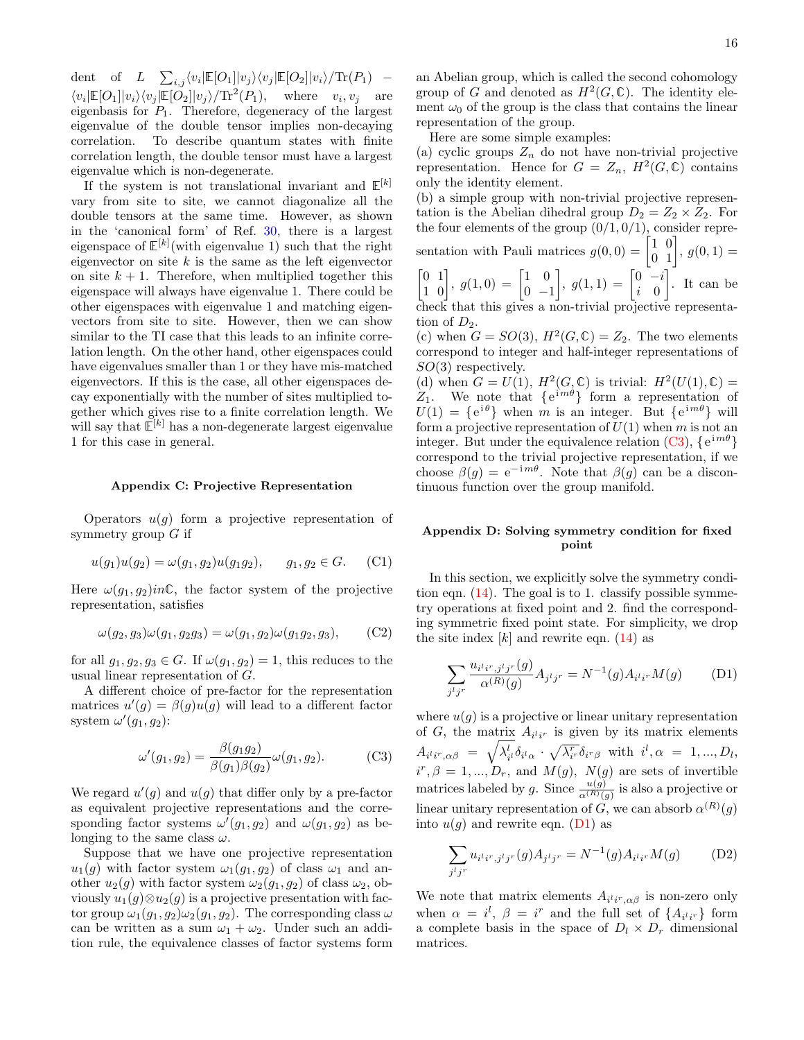dent of $L$ $\sum_{i,j}\langle v_i|\mathbb{E}[O_1]|v_j\rangle\langle v_j|\mathbb{E}[O_2]|v_i\rangle/\mathrm{Tr}(P_1)$ − $\langle v_i|\mathbb{E}[O_1]|v_i\rangle\langle v_j|\mathbb{E}[O_2]|v_j\rangle/\mathrm{Tr}^2(P_1)$, where $v_i, v_j$ are eigenbasis for $P_1$. Therefore, degeneracy of the largest eigenvalue of the double tensor implies non-decaying correlation. To describe quantum states with finite correlation length, the double tensor must have a largest eigenvalue which is non-degenerate.

If the system is not translational invariant and $\mathbb{E}^{[k]}$ vary from site to site, we cannot diagonalize all the double tensors at the same time. However, as shown in the 'canonical form' of Ref. 30, there is a largest eigenspace of $\mathbb{E}^{[k]}$(with eigenvalue 1) such that the right eigenvector on site $k$ is the same as the left eigenvector on site $k+1$. Therefore, when multiplied together this eigenspace will always have eigenvalue 1. There could be other eigenspaces with eigenvalue 1 and matching eigenvectors from site to site. However, then we can show similar to the TI case that this leads to an infinite correlation length. On the other hand, other eigenspaces could have eigenvalues smaller than 1 or they have mis-matched eigenvectors. If this is the case, all other eigenspaces decay exponentially with the number of sites multiplied together which gives rise to a finite correlation length. We will say that $\mathbb{E}^{[k]}$ has a non-degenerate largest eigenvalue 1 for this case in general.

## Appendix C: Projective Representation

Operators $u(g)$ form a projective representation of symmetry group $G$ if

$$u(g_1)u(g_2) = \omega(g_1,g_2)u(g_1g_2), \qquad g_1,g_2 \in G. \tag{C1}$$

Here $\omega(g_1,g_2) in \mathbb{C}$, the factor system of the projective representation, satisfies

$$\omega(g_2,g_3)\omega(g_1,g_2g_3) = \omega(g_1,g_2)\omega(g_1g_2,g_3), \tag{C2}$$

for all $g_1,g_2,g_3 \in G$. If $\omega(g_1,g_2)=1$, this reduces to the usual linear representation of $G$.

A different choice of pre-factor for the representation matrices $u'(g) = \beta(g)u(g)$ will lead to a different factor system $\omega'(g_1,g_2)$:

$$\omega'(g_1,g_2) = \frac{\beta(g_1g_2)}{\beta(g_1)\beta(g_2)}\omega(g_1,g_2). \tag{C3}$$

We regard $u'(g)$ and $u(g)$ that differ only by a pre-factor as equivalent projective representations and the corresponding factor systems $\omega'(g_1,g_2)$ and $\omega(g_1,g_2)$ as belonging to the same class $\omega$.

Suppose that we have one projective representation $u_1(g)$ with factor system $\omega_1(g_1,g_2)$ of class $\omega_1$ and another $u_2(g)$ with factor system $\omega_2(g_1,g_2)$ of class $\omega_2$, obviously $u_1(g)\otimes u_2(g)$ is a projective presentation with factor group $\omega_1(g_1,g_2)\omega_2(g_1,g_2)$. The corresponding class $\omega$ can be written as a sum $\omega_1+\omega_2$. Under such an addition rule, the equivalence classes of factor systems form an Abelian group, which is called the second cohomology group of $G$ and denoted as $H^2(G,\mathbb{C})$. The identity element $\omega_0$ of the group is the class that contains the linear representation of the group.

Here are some simple examples:
(a) cyclic groups $Z_n$ do not have non-trivial projective representation. Hence for $G=Z_n$, $H^2(G,\mathbb{C})$ contains only the identity element.
(b) a simple group with non-trivial projective representation is the Abelian dihedral group $D_2 = Z_2\times Z_2$. For the four elements of the group $(0/1,0/1)$, consider representation with Pauli matrices $g(0,0) = \begin{bmatrix}1&0\\0&1\end{bmatrix}$, $g(0,1) = \begin{bmatrix}0&1\\1&0\end{bmatrix}$, $g(1,0) = \begin{bmatrix}1&0\\0&-1\end{bmatrix}$, $g(1,1) = \begin{bmatrix}0&-i\\i&0\end{bmatrix}$. It can be check that this gives a non-trivial projective representation of $D_2$.
(c) when $G=SO(3)$, $H^2(G,\mathbb{C}) = Z_2$. The two elements correspond to integer and half-integer representations of $SO(3)$ respectively.
(d) when $G=U(1)$, $H^2(G,\mathbb{C})$ is trivial: $H^2(U(1),\mathbb{C}) = Z_1$. We note that $\{e^{im\theta}\}$ form a representation of $U(1)=\{e^{i\theta}\}$ when $m$ is an integer. But $\{e^{im\theta}\}$ will form a projective representation of $U(1)$ when $m$ is not an integer. But under the equivalence relation (C3), $\{e^{im\theta}\}$ correspond to the trivial projective representation, if we choose $\beta(g) = e^{-im\theta}$. Note that $\beta(g)$ can be a discontinuous function over the group manifold.

## Appendix D: Solving symmetry condition for fixed point

In this section, we explicitly solve the symmetry condition eqn. (14). The goal is to 1. classify possible symmetry operations at fixed point and 2. find the corresponding symmetric fixed point state. For simplicity, we drop the site index $[k]$ and rewrite eqn. (14) as

$$\sum_{j^lj^r}\frac{u_{i^li^r,j^lj^r}(g)}{\alpha^{(R)}(g)}A_{j^lj^r} = N^{-1}(g)A_{i^li^r}M(g) \tag{D1}$$

where $u(g)$ is a projective or linear unitary representation of $G$, the matrix $A_{i^li^r}$ is given by its matrix elements $A_{i^li^r,\alpha\beta} = \sqrt{\lambda^l_{i^l}}\delta_{i^l\alpha}\cdot\sqrt{\lambda^r_{i^r}}\delta_{i^r\beta}$ with $i^l,\alpha = 1,...,D_l$, $i^r,\beta = 1,...,D_r$, and $M(g)$, $N(g)$ are sets of invertible matrices labeled by $g$. Since $\frac{u(g)}{\alpha^{(R)}(g)}$ is also a projective or linear unitary representation of $G$, we can absorb $\alpha^{(R)}(g)$ into $u(g)$ and rewrite eqn. (D1) as

$$\sum_{j^lj^r}u_{i^li^r,j^lj^r}(g)A_{j^lj^r} = N^{-1}(g)A_{i^li^r}M(g) \tag{D2}$$

We note that matrix elements $A_{i^li^r,\alpha\beta}$ is non-zero only when $\alpha = i^l$, $\beta = i^r$ and the full set of $\{A_{i^li^r}\}$ form a complete basis in the space of $D_l\times D_r$ dimensional matrices.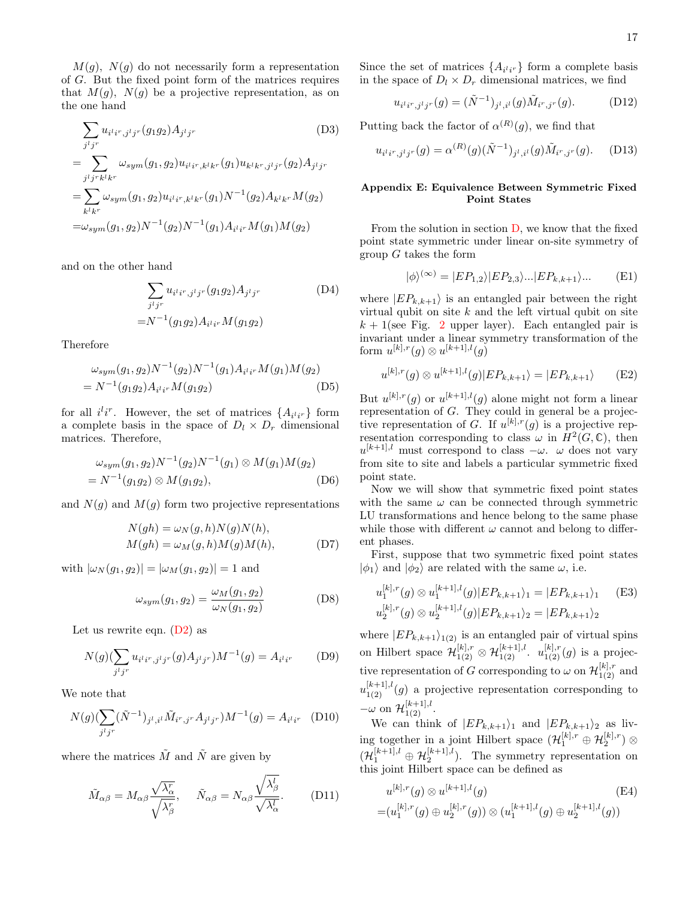$M(g)$, $N(g)$ do not necessarily form a representation of $G$. But the fixed point form of the matrices requires that $M(g)$, $N(g)$ be a projective representation, as on the one hand

$$
\begin{aligned}
&\sum_{j^l j^r} u_{i^l i^r, j^l j^r}(g_1 g_2) A_{j^l j^r} \qquad \text{(D3)}\\
=&\sum_{j^l j^r k^l k^r} \omega_{sym}(g_1,g_2) u_{i^l i^r, k^l k^r}(g_1) u_{k^l k^r, j^l j^r}(g_2) A_{j^l j^r}\\
=&\sum_{k^l k^r} \omega_{sym}(g_1,g_2) u_{i^l i^r, k^l k^r}(g_1) N^{-1}(g_2) A_{k^l k^r} M(g_2)\\
=&\omega_{sym}(g_1,g_2) N^{-1}(g_2) N^{-1}(g_1) A_{i^l i^r} M(g_1) M(g_2)
\end{aligned}
$$

and on the other hand

$$
\begin{aligned}
&\sum_{j^l j^r} u_{i^l i^r, j^l j^r}(g_1 g_2) A_{j^l j^r} \qquad \text{(D4)}\\
=&N^{-1}(g_1 g_2) A_{i^l i^r} M(g_1 g_2)
\end{aligned}
$$

Therefore

$$
\begin{aligned}
&\omega_{sym}(g_1,g_2) N^{-1}(g_2) N^{-1}(g_1) A_{i^l i^r} M(g_1) M(g_2)\\
=&N^{-1}(g_1 g_2) A_{i^l i^r} M(g_1 g_2) \qquad \text{(D5)}
\end{aligned}
$$

for all $i^l i^r$. However, the set of matrices $\{A_{i^l i^r}\}$ form a complete basis in the space of $D_l \times D_r$ dimensional matrices. Therefore,

$$
\begin{aligned}
&\omega_{sym}(g_1,g_2) N^{-1}(g_2) N^{-1}(g_1) \otimes M(g_1) M(g_2)\\
=&N^{-1}(g_1 g_2) \otimes M(g_1 g_2), \qquad \text{(D6)}
\end{aligned}
$$

and $N(g)$ and $M(g)$ form two projective representations

$$
\begin{aligned}
N(gh) &= \omega_N(g,h) N(g) N(h),\\
M(gh) &= \omega_M(g,h) M(g) M(h), \qquad \text{(D7)}
\end{aligned}
$$

with $|\omega_N(g_1,g_2)| = |\omega_M(g_1,g_2)| = 1$ and

$$
\omega_{sym}(g_1,g_2) = \frac{\omega_M(g_1,g_2)}{\omega_N(g_1,g_2)} \qquad \text{(D8)}
$$

Let us rewrite eqn. (D2) as

$$
N(g)\Big(\sum_{j^l j^r} u_{i^l i^r, j^l j^r}(g) A_{j^l j^r}\Big) M^{-1}(g) = A_{i^l i^r} \qquad \text{(D9)}
$$

We note that

$$
N(g)\Big(\sum_{j^l j^r} (\tilde{N}^{-1})_{j^l, i^l} \tilde{M}_{i^r, j^r} A_{j^l j^r}\Big) M^{-1}(g) = A_{i^l i^r} \qquad \text{(D10)}
$$

where the matrices $\tilde{M}$ and $\tilde{N}$ are given by

$$
\tilde{M}_{\alpha\beta} = M_{\alpha\beta} \frac{\sqrt{\lambda^r_\alpha}}{\sqrt{\lambda^r_\beta}}, \quad \tilde{N}_{\alpha\beta} = N_{\alpha\beta} \frac{\sqrt{\lambda^l_\beta}}{\sqrt{\lambda^l_\alpha}}. \qquad \text{(D11)}
$$

Since the set of matrices $\{A_{i^l i^r}\}$ form a complete basis in the space of $D_l \times D_r$ dimensional matrices, we find

$$
u_{i^l i^r, j^l j^r}(g) = (\tilde{N}^{-1})_{j^l, i^l}(g) \tilde{M}_{i^r, j^r}(g). \qquad \text{(D12)}
$$

Putting back the factor of $\alpha^{(R)}(g)$, we find that

$$
u_{i^l i^r, j^l j^r}(g) = \alpha^{(R)}(g) (\tilde{N}^{-1})_{j^l, i^l}(g) \tilde{M}_{i^r, j^r}(g). \qquad \text{(D13)}
$$

## Appendix E: Equivalence Between Symmetric Fixed Point States

From the solution in section D, we know that the fixed point state symmetric under linear on-site symmetry of group $G$ takes the form

$$
|\phi\rangle^{(\infty)} = |EP_{1,2}\rangle |EP_{2,3}\rangle ... |EP_{k,k+1}\rangle ... \qquad \text{(E1)}
$$

where $|EP_{k,k+1}\rangle$ is an entangled pair between the right virtual qubit on site $k$ and the left virtual qubit on site $k+1$(see Fig. 2 upper layer). Each entangled pair is invariant under a linear symmetry transformation of the form $u^{[k],r}(g) \otimes u^{[k+1],l}(g)$

$$
u^{[k],r}(g) \otimes u^{[k+1],l}(g) |EP_{k,k+1}\rangle = |EP_{k,k+1}\rangle \qquad \text{(E2)}
$$

But $u^{[k],r}(g)$ or $u^{[k+1],l}(g)$ alone might not form a linear representation of $G$. They could in general be a projective representation of $G$. If $u^{[k],r}(g)$ is a projective representation corresponding to class $\omega$ in $H^2(G,\mathbb{C})$, then $u^{[k+1],l}$ must correspond to class $-\omega$. $\omega$ does not vary from site to site and labels a particular symmetric fixed point state.

Now we will show that symmetric fixed point states with the same $\omega$ can be connected through symmetric LU transformations and hence belong to the same phase while those with different $\omega$ cannot and belong to different phases.

First, suppose that two symmetric fixed point states $|\phi_1\rangle$ and $|\phi_2\rangle$ are related with the same $\omega$, i.e.

$$
\begin{aligned}
u_1^{[k],r}(g) \otimes u_1^{[k+1],l}(g) |EP_{k,k+1}\rangle_1 &= |EP_{k,k+1}\rangle_1 \qquad \text{(E3)}\\
u_2^{[k],r}(g) \otimes u_2^{[k+1],l}(g) |EP_{k,k+1}\rangle_2 &= |EP_{k,k+1}\rangle_2
\end{aligned}
$$

where $|EP_{k,k+1}\rangle_{1(2)}$ is an entangled pair of virtual spins on Hilbert space $\mathcal{H}^{[k],r}_{1(2)} \otimes \mathcal{H}^{[k+1],l}_{1(2)}$. $u^{[k],r}_{1(2)}(g)$ is a projective representation of $G$ corresponding to $\omega$ on $\mathcal{H}^{[k],r}_{1(2)}$ and $u^{[k+1],l}_{1(2)}(g)$ a projective representation corresponding to $-\omega$ on $\mathcal{H}^{[k+1],l}_{1(2)}$.

We can think of $|EP_{k,k+1}\rangle_1$ and $|EP_{k,k+1}\rangle_2$ as living together in a joint Hilbert space $(\mathcal{H}^{[k],r}_1 \oplus \mathcal{H}^{[k],r}_2) \otimes (\mathcal{H}^{[k+1],l}_1 \oplus \mathcal{H}^{[k+1],l}_2)$. The symmetry representation on this joint Hilbert space can be defined as

$$
\begin{aligned}
&u^{[k],r}(g) \otimes u^{[k+1],l}(g) \qquad \text{(E4)}\\
=&(u_1^{[k],r}(g) \oplus u_2^{[k],r}(g)) \otimes (u_1^{[k+1],l}(g) \oplus u_2^{[k+1],l}(g))
\end{aligned}
$$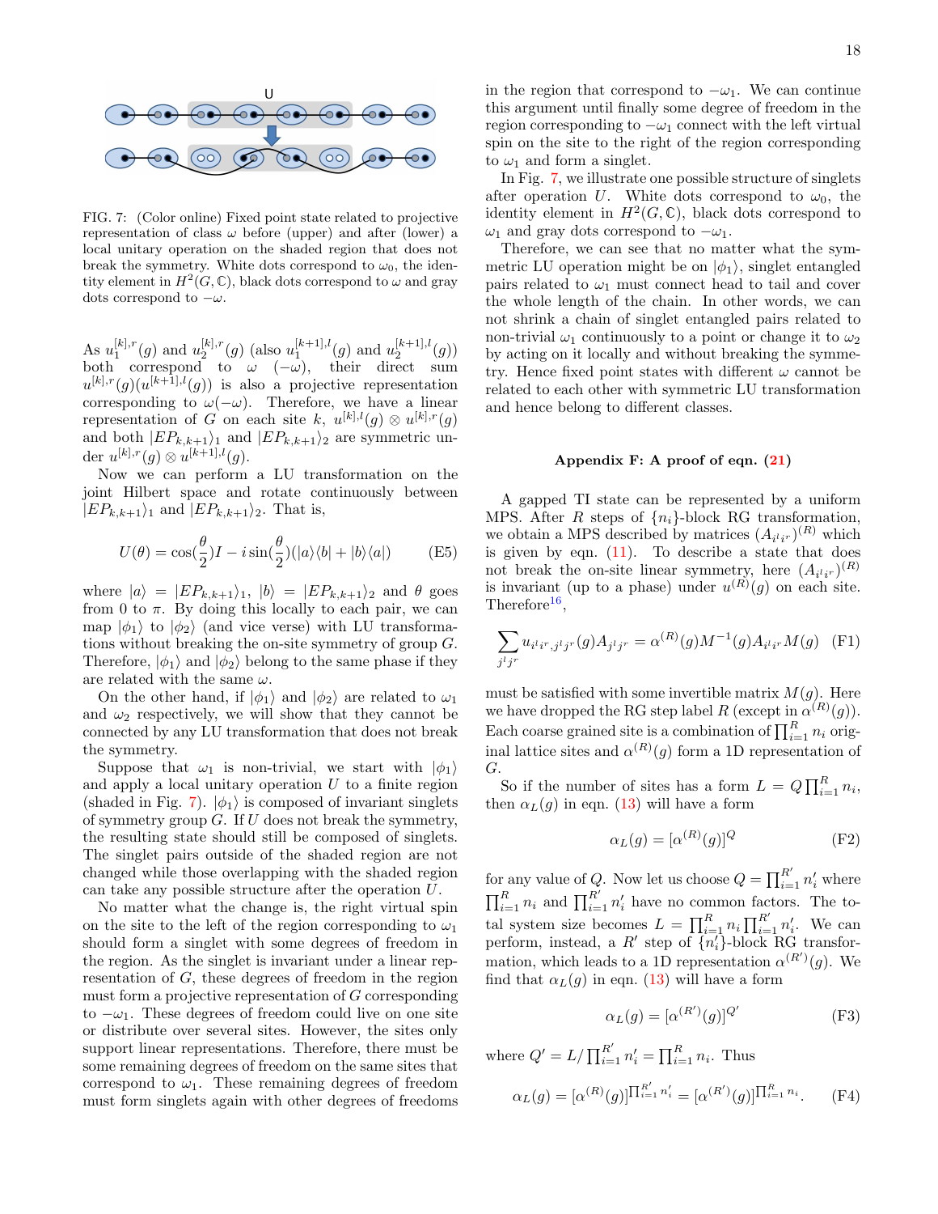FIG. 7: (Color online) Fixed point state related to projective representation of class $\omega$ before (upper) and after (lower) a local unitary operation on the shaded region that does not break the symmetry. White dots correspond to $\omega_0$, the identity element in $H^2(G,\mathbb{C})$, black dots correspond to $\omega$ and gray dots correspond to $-\omega$.

As $u_1^{[k],r}(g)$ and $u_2^{[k],r}(g)$ (also $u_1^{[k+1],l}(g)$ and $u_2^{[k+1],l}(g)$) both correspond to $\omega$ $(-\omega)$, their direct sum $u^{[k],r}(g)(u^{[k+1],l}(g))$ is also a projective representation corresponding to $\omega(-\omega)$. Therefore, we have a linear representation of $G$ on each site $k$, $u^{[k],l}(g) \otimes u^{[k],r}(g)$ and both $|EP_{k,k+1}\rangle_1$ and $|EP_{k,k+1}\rangle_2$ are symmetric under $u^{[k],r}(g) \otimes u^{[k+1],l}(g)$.

Now we can perform a LU transformation on the joint Hilbert space and rotate continuously between $|EP_{k,k+1}\rangle_1$ and $|EP_{k,k+1}\rangle_2$. That is,

$$U(\theta) = \cos(\frac{\theta}{2})I - i\sin(\frac{\theta}{2})(|a\rangle\langle b| + |b\rangle\langle a|) \qquad \text{(E5)}$$

where $|a\rangle = |EP_{k,k+1}\rangle_1$, $|b\rangle = |EP_{k,k+1}\rangle_2$ and $\theta$ goes from 0 to $\pi$. By doing this locally to each pair, we can map $|\phi_1\rangle$ to $|\phi_2\rangle$ (and vice verse) with LU transformations without breaking the on-site symmetry of group $G$. Therefore, $|\phi_1\rangle$ and $|\phi_2\rangle$ belong to the same phase if they are related with the same $\omega$.

On the other hand, if $|\phi_1\rangle$ and $|\phi_2\rangle$ are related to $\omega_1$ and $\omega_2$ respectively, we will show that they cannot be connected by any LU transformation that does not break the symmetry.

Suppose that $\omega_1$ is non-trivial, we start with $|\phi_1\rangle$ and apply a local unitary operation $U$ to a finite region (shaded in Fig. 7). $|\phi_1\rangle$ is composed of invariant singlets of symmetry group $G$. If $U$ does not break the symmetry, the resulting state should still be composed of singlets. The singlet pairs outside of the shaded region are not changed while those overlapping with the shaded region can take any possible structure after the operation $U$.

No matter what the change is, the right virtual spin on the site to the left of the region corresponding to $\omega_1$ should form a singlet with some degrees of freedom in the region. As the singlet is invariant under a linear representation of $G$, these degrees of freedom in the region must form a projective representation of $G$ corresponding to $-\omega_1$. These degrees of freedom could live on one site or distribute over several sites. However, the sites only support linear representations. Therefore, there must be some remaining degrees of freedom on the same sites that correspond to $\omega_1$. These remaining degrees of freedom must form singlets again with other degrees of freedoms in the region that correspond to $-\omega_1$. We can continue this argument until finally some degree of freedom in the region corresponding to $-\omega_1$ connect with the left virtual spin on the site to the right of the region corresponding to $\omega_1$ and form a singlet.

In Fig. 7, we illustrate one possible structure of singlets after operation $U$. White dots correspond to $\omega_0$, the identity element in $H^2(G,\mathbb{C})$, black dots correspond to $\omega_1$ and gray dots correspond to $-\omega_1$.

Therefore, we can see that no matter what the symmetric LU operation might be on $|\phi_1\rangle$, singlet entangled pairs related to $\omega_1$ must connect head to tail and cover the whole length of the chain. In other words, we can not shrink a chain of singlet entangled pairs related to non-trivial $\omega_1$ continuously to a point or change it to $\omega_2$ by acting on it locally and without breaking the symmetry. Hence fixed point states with different $\omega$ cannot be related to each other with symmetric LU transformation and hence belong to different classes.

## Appendix F: A proof of eqn. (21)

A gapped TI state can be represented by a uniform MPS. After $R$ steps of $\{n_i\}$-block RG transformation, we obtain a MPS described by matrices $(A_{i^l i^r})^{(R)}$ which is given by eqn. (11). To describe a state that does not break the on-site linear symmetry, here $(A_{i^l i^r})^{(R)}$ is invariant (up to a phase) under $u^{(R)}(g)$ on each site. Therefore[16],

$$\sum_{j^l j^r} u_{i^l i^r, j^l j^r}(g) A_{j^l j^r} = \alpha^{(R)}(g) M^{-1}(g) A_{i^l i^r} M(g) \qquad \text{(F1)}$$

must be satisfied with some invertible matrix $M(g)$. Here we have dropped the RG step label $R$ (except in $\alpha^{(R)}(g)$). Each coarse grained site is a combination of $\prod_{i=1}^R n_i$ original lattice sites and $\alpha^{(R)}(g)$ form a 1D representation of $G$.

So if the number of sites has a form $L = Q\prod_{i=1}^R n_i$, then $\alpha_L(g)$ in eqn. (13) will have a form

$$\alpha_L(g) = [\alpha^{(R)}(g)]^Q \qquad \text{(F2)}$$

for any value of $Q$. Now let us choose $Q = \prod_{i=1}^{R'} n'_i$ where $\prod_{i=1}^R n_i$ and $\prod_{i=1}^{R'} n'_i$ have no common factors. The total system size becomes $L = \prod_{i=1}^R n_i \prod_{i=1}^{R'} n'_i$. We can perform, instead, a $R'$ step of $\{n'_i\}$-block RG transformation, which leads to a 1D representation $\alpha^{(R')}(g)$. We find that $\alpha_L(g)$ in eqn. (13) will have a form

$$\alpha_L(g) = [\alpha^{(R')}(g)]^{Q'} \qquad \text{(F3)}$$

where $Q' = L/\prod_{i=1}^{R'} n'_i = \prod_{i=1}^R n_i$. Thus

$$\alpha_L(g) = [\alpha^{(R)}(g)]^{\prod_{i=1}^{R'} n'_i} = [\alpha^{(R')}(g)]^{\prod_{i=1}^R n_i}. \qquad \text{(F4)}$$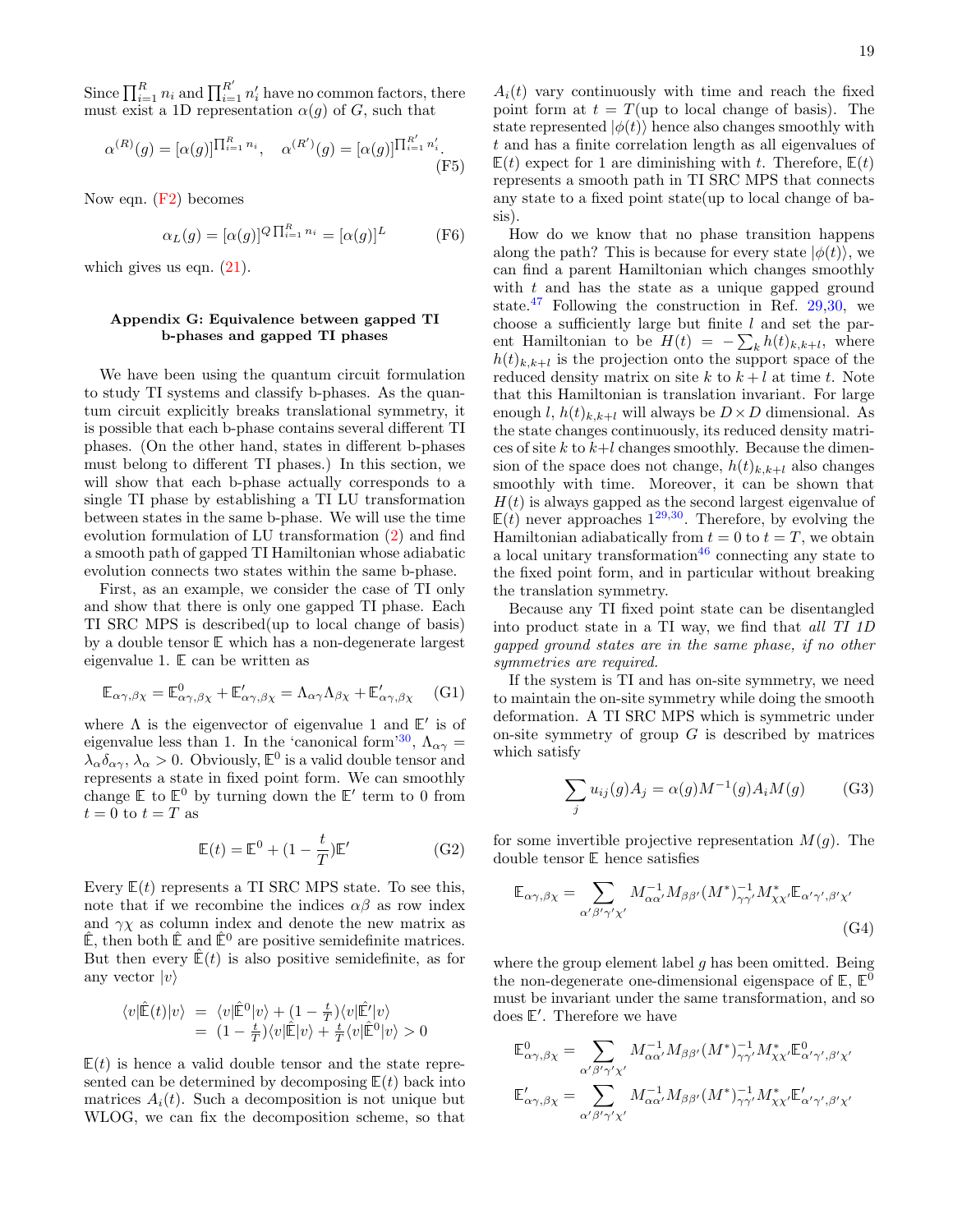Since $\prod_{i=1}^{R} n_i$ and $\prod_{i=1}^{R'} n'_i$ have no common factors, there must exist a 1D representation $\alpha(g)$ of $G$, such that

$$\alpha^{(R)}(g) = [\alpha(g)]^{\prod_{i=1}^{R} n_i}, \quad \alpha^{(R')}(g) = [\alpha(g)]^{\prod_{i=1}^{R'} n'_i}. \tag{F5}$$

Now eqn. (F2) becomes

$$\alpha_L(g) = [\alpha(g)]^{Q \prod_{i=1}^{R} n_i} = [\alpha(g)]^L \tag{F6}$$

which gives us eqn. (21).

### Appendix G: Equivalence between gapped TI b-phases and gapped TI phases

We have been using the quantum circuit formulation to study TI systems and classify b-phases. As the quantum circuit explicitly breaks translational symmetry, it is possible that each b-phase contains several different TI phases. (On the other hand, states in different b-phases must belong to different TI phases.) In this section, we will show that each b-phase actually corresponds to a single TI phase by establishing a TI LU transformation between states in the same b-phase. We will use the time evolution formulation of LU transformation (2) and find a smooth path of gapped TI Hamiltonian whose adiabatic evolution connects two states within the same b-phase.

First, as an example, we consider the case of TI only and show that there is only one gapped TI phase. Each TI SRC MPS is described(up to local change of basis) by a double tensor $\mathbb{E}$ which has a non-degenerate largest eigenvalue 1. $\mathbb{E}$ can be written as

$$\mathbb{E}_{\alpha\gamma,\beta\chi} = \mathbb{E}^0_{\alpha\gamma,\beta\chi} + \mathbb{E}'_{\alpha\gamma,\beta\chi} = \Lambda_{\alpha\gamma}\Lambda_{\beta\chi} + \mathbb{E}'_{\alpha\gamma,\beta\chi} \tag{G1}$$

where $\Lambda$ is the eigenvector of eigenvalue 1 and $\mathbb{E}'$ is of eigenvalue less than 1. In the 'canonical form'[30], $\Lambda_{\alpha\gamma} = \lambda_\alpha \delta_{\alpha\gamma}$, $\lambda_\alpha > 0$. Obviously, $\mathbb{E}^0$ is a valid double tensor and represents a state in fixed point form. We can smoothly change $\mathbb{E}$ to $\mathbb{E}^0$ by turning down the $\mathbb{E}'$ term to 0 from $t = 0$ to $t = T$ as

$$\mathbb{E}(t) = \mathbb{E}^0 + (1 - \frac{t}{T})\mathbb{E}' \tag{G2}$$

Every $\mathbb{E}(t)$ represents a TI SRC MPS state. To see this, note that if we recombine the indices $\alpha\beta$ as row index and $\gamma\chi$ as column index and denote the new matrix as $\hat{\mathbb{E}}$, then both $\hat{\mathbb{E}}$ and $\hat{\mathbb{E}}^0$ are positive semidefinite matrices. But then every $\hat{\mathbb{E}}(t)$ is also positive semidefinite, as for any vector $|v\rangle$

$$\begin{aligned}\langle v|\hat{\mathbb{E}}(t)|v\rangle &= \langle v|\hat{\mathbb{E}}^0|v\rangle + (1 - \tfrac{t}{T})\langle v|\hat{\mathbb{E}}'|v\rangle \\ &= (1 - \tfrac{t}{T})\langle v|\hat{\mathbb{E}}|v\rangle + \tfrac{t}{T}\langle v|\hat{\mathbb{E}}^0|v\rangle > 0\end{aligned}$$

$\mathbb{E}(t)$ is hence a valid double tensor and the state represented can be determined by decomposing $\mathbb{E}(t)$ back into matrices $A_i(t)$. Such a decomposition is not unique but WLOG, we can fix the decomposition scheme, so that $A_i(t)$ vary continuously with time and reach the fixed point form at $t = T$(up to local change of basis). The state represented $|\phi(t)\rangle$ hence also changes smoothly with $t$ and has a finite correlation length as all eigenvalues of $\mathbb{E}(t)$ expect for 1 are diminishing with $t$. Therefore, $\mathbb{E}(t)$ represents a smooth path in TI SRC MPS that connects any state to a fixed point state(up to local change of basis).

How do we know that no phase transition happens along the path? This is because for every state $|\phi(t)\rangle$, we can find a parent Hamiltonian which changes smoothly with $t$ and has the state as a unique gapped ground state.[47] Following the construction in Ref. 29,30, we choose a sufficiently large but finite $l$ and set the parent Hamiltonian to be $H(t) = -\sum_k h(t)_{k,k+l}$, where $h(t)_{k,k+l}$ is the projection onto the support space of the reduced density matrix on site $k$ to $k+l$ at time $t$. Note that this Hamiltonian is translation invariant. For large enough $l$, $h(t)_{k,k+l}$ will always be $D \times D$ dimensional. As the state changes continuously, its reduced density matrices of site $k$ to $k+l$ changes smoothly. Because the dimension of the space does not change, $h(t)_{k,k+l}$ also changes smoothly with time. Moreover, it can be shown that $H(t)$ is always gapped as the second largest eigenvalue of $\mathbb{E}(t)$ never approaches 1[29,30]. Therefore, by evolving the Hamiltonian adiabatically from $t = 0$ to $t = T$, we obtain a local unitary transformation[46] connecting any state to the fixed point form, and in particular without breaking the translation symmetry.

Because any TI fixed point state can be disentangled into product state in a TI way, we find that *all TI 1D gapped ground states are in the same phase, if no other symmetries are required.*

If the system is TI and has on-site symmetry, we need to maintain the on-site symmetry while doing the smooth deformation. A TI SRC MPS which is symmetric under on-site symmetry of group $G$ is described by matrices which satisfy

$$\sum_j u_{ij}(g) A_j = \alpha(g) M^{-1}(g) A_i M(g) \tag{G3}$$

for some invertible projective representation $M(g)$. The double tensor $\mathbb{E}$ hence satisfies

$$\mathbb{E}_{\alpha\gamma,\beta\chi} = \sum_{\alpha'\beta'\gamma'\chi'} M^{-1}_{\alpha\alpha'} M_{\beta\beta'} (M^*)^{-1}_{\gamma\gamma'} M^*_{\chi\chi'} \mathbb{E}_{\alpha'\gamma',\beta'\chi'} \tag{G4}$$

where the group element label $g$ has been omitted. Being the non-degenerate one-dimensional eigenspace of $\mathbb{E}$, $\mathbb{E}^0$ must be invariant under the same transformation, and so does $\mathbb{E}'$. Therefore we have

$$\mathbb{E}^0_{\alpha\gamma,\beta\chi} = \sum_{\alpha'\beta'\gamma'\chi'} M^{-1}_{\alpha\alpha'} M_{\beta\beta'} (M^*)^{-1}_{\gamma\gamma'} M^*_{\chi\chi'} \mathbb{E}^0_{\alpha'\gamma',\beta'\chi'}$$

$$\mathbb{E}'_{\alpha\gamma,\beta\chi} = \sum_{\alpha'\beta'\gamma'\chi'} M^{-1}_{\alpha\alpha'} M_{\beta\beta'} (M^*)^{-1}_{\gamma\gamma'} M^*_{\chi\chi'} \mathbb{E}'_{\alpha'\gamma',\beta'\chi'}$$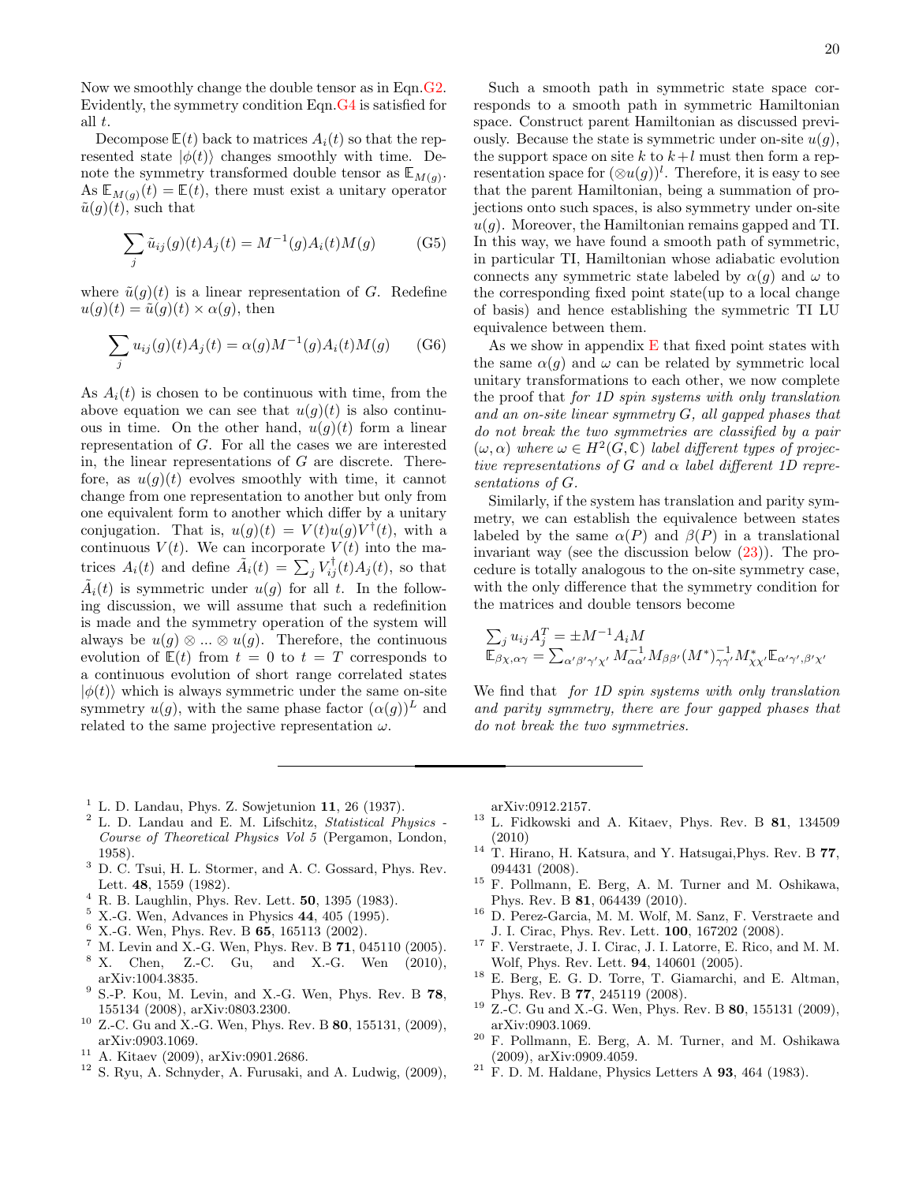Now we smoothly change the double tensor as in Eqn.G2. Evidently, the symmetry condition Eqn.G4 is satisfied for all $t$.

Decompose $\mathbb{E}(t)$ back to matrices $A_i(t)$ so that the represented state $|\phi(t)\rangle$ changes smoothly with time. Denote the symmetry transformed double tensor as $\mathbb{E}_{M(g)}$. As $\mathbb{E}_{M(g)}(t) = \mathbb{E}(t)$, there must exist a unitary operator $\tilde{u}(g)(t)$, such that

$$\sum_j \tilde{u}_{ij}(g)(t) A_j(t) = M^{-1}(g) A_i(t) M(g) \tag{G5}$$

where $\tilde{u}(g)(t)$ is a linear representation of $G$. Redefine $u(g)(t) = \tilde{u}(g)(t) \times \alpha(g)$, then

$$\sum_j u_{ij}(g)(t) A_j(t) = \alpha(g) M^{-1}(g) A_i(t) M(g) \tag{G6}$$

As $A_i(t)$ is chosen to be continuous with time, from the above equation we can see that $u(g)(t)$ is also continuous in time. On the other hand, $u(g)(t)$ form a linear representation of $G$. For all the cases we are interested in, the linear representations of $G$ are discrete. Therefore, as $u(g)(t)$ evolves smoothly with time, it cannot change from one representation to another but only from one equivalent form to another which differ by a unitary conjugation. That is, $u(g)(t) = V(t)u(g)V^\dagger(t)$, with a continuous $V(t)$. We can incorporate $V(t)$ into the matrices $A_i(t)$ and define $\tilde{A}_i(t) = \sum_j V^\dagger_{ij}(t) A_j(t)$, so that $\tilde{A}_i(t)$ is symmetric under $u(g)$ for all $t$. In the following discussion, we will assume that such a redefinition is made and the symmetry operation of the system will always be $u(g) \otimes ... \otimes u(g)$. Therefore, the continuous evolution of $\mathbb{E}(t)$ from $t=0$ to $t=T$ corresponds to a continuous evolution of short range correlated states $|\phi(t)\rangle$ which is always symmetric under the same on-site symmetry $u(g)$, with the same phase factor $(\alpha(g))^L$ and related to the same projective representation $\omega$.

Such a smooth path in symmetric state space corresponds to a smooth path in symmetric Hamiltonian space. Construct parent Hamiltonian as discussed previously. Because the state is symmetric under on-site $u(g)$, the support space on site $k$ to $k+l$ must then form a representation space for $(\otimes u(g))^l$. Therefore, it is easy to see that the parent Hamiltonian, being a summation of projections onto such spaces, is also symmetry under on-site $u(g)$. Moreover, the Hamiltonian remains gapped and TI. In this way, we have found a smooth path of symmetric, in particular TI, Hamiltonian whose adiabatic evolution connects any symmetric state labeled by $\alpha(g)$ and $\omega$ to the corresponding fixed point state(up to a local change of basis) and hence establishing the symmetric TI LU equivalence between them.

As we show in appendix E that fixed point states with the same $\alpha(g)$ and $\omega$ can be related by symmetric local unitary transformations to each other, we now complete the proof that *for 1D spin systems with only translation and an on-site linear symmetry $G$, all gapped phases that do not break the two symmetries are classified by a pair $(\omega, \alpha)$ where $\omega \in H^2(G, \mathbb{C})$ label different types of projective representations of $G$ and $\alpha$ label different 1D representations of $G$.*

Similarly, if the system has translation and parity symmetry, we can establish the equivalence between states labeled by the same $\alpha(P)$ and $\beta(P)$ in a translational invariant way (see the discussion below (23)). The procedure is totally analogous to the on-site symmetry case, with the only difference that the symmetry condition for the matrices and double tensors become

$$\begin{array}{l}\sum_j u_{ij} A_j^T = \pm M^{-1} A_i M \\ \mathbb{E}_{\beta\chi,\alpha\gamma} = \sum_{\alpha'\beta'\gamma'\chi'} M^{-1}_{\alpha\alpha'} M_{\beta\beta'} (M^*)^{-1}_{\gamma\gamma'} M^*_{\chi\chi'} \mathbb{E}_{\alpha'\gamma',\beta'\chi'}\end{array}$$

We find that *for 1D spin systems with only translation and parity symmetry, there are four gapped phases that do not break the two symmetries.*

---

[1] L. D. Landau, Phys. Z. Sowjetunion **11**, 26 (1937).
[2] L. D. Landau and E. M. Lifschitz, *Statistical Physics - Course of Theoretical Physics Vol 5* (Pergamon, London, 1958).
[3] D. C. Tsui, H. L. Stormer, and A. C. Gossard, Phys. Rev. Lett. **48**, 1559 (1982).
[4] R. B. Laughlin, Phys. Rev. Lett. **50**, 1395 (1983).
[5] X.-G. Wen, Advances in Physics **44**, 405 (1995).
[6] X.-G. Wen, Phys. Rev. B **65**, 165113 (2002).
[7] M. Levin and X.-G. Wen, Phys. Rev. B **71**, 045110 (2005).
[8] X. Chen, Z.-C. Gu, and X.-G. Wen (2010), arXiv:1004.3835.
[9] S.-P. Kou, M. Levin, and X.-G. Wen, Phys. Rev. B **78**, 155134 (2008), arXiv:0803.2300.
[10] Z.-C. Gu and X.-G. Wen, Phys. Rev. B **80**, 155131, (2009), arXiv:0903.1069.
[11] A. Kitaev (2009), arXiv:0901.2686.
[12] S. Ryu, A. Schnyder, A. Furusaki, and A. Ludwig, (2009), arXiv:0912.2157.
[13] L. Fidkowski and A. Kitaev, Phys. Rev. B **81**, 134509 (2010)
[14] T. Hirano, H. Katsura, and Y. Hatsugai,Phys. Rev. B **77**, 094431 (2008).
[15] F. Pollmann, E. Berg, A. M. Turner and M. Oshikawa, Phys. Rev. B **81**, 064439 (2010).
[16] D. Perez-Garcia, M. M. Wolf, M. Sanz, F. Verstraete and J. I. Cirac, Phys. Rev. Lett. **100**, 167202 (2008).
[17] F. Verstraete, J. I. Cirac, J. I. Latorre, E. Rico, and M. M. Wolf, Phys. Rev. Lett. **94**, 140601 (2005).
[18] E. Berg, E. G. D. Torre, T. Giamarchi, and E. Altman, Phys. Rev. B **77**, 245119 (2008).
[19] Z.-C. Gu and X.-G. Wen, Phys. Rev. B **80**, 155131 (2009), arXiv:0903.1069.
[20] F. Pollmann, E. Berg, A. M. Turner, and M. Oshikawa (2009), arXiv:0909.4059.
[21] F. D. M. Haldane, Physics Letters A **93**, 464 (1983).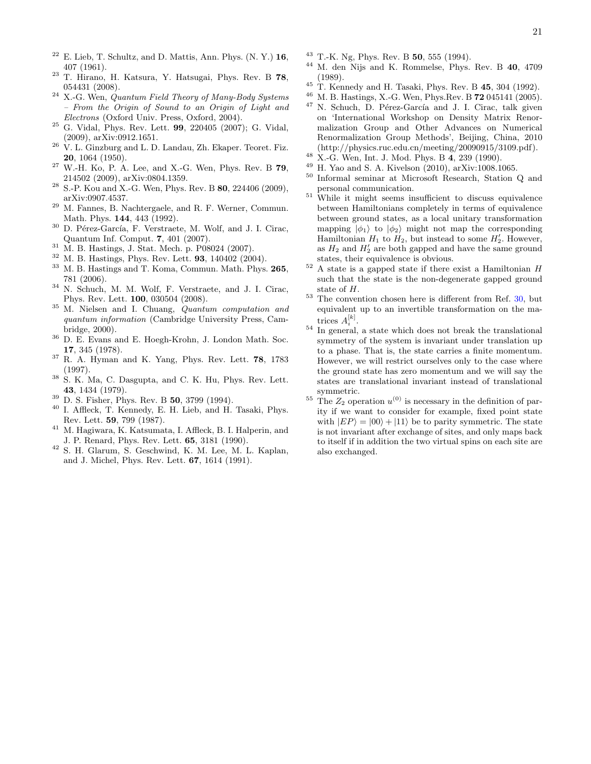[22] E. Lieb, T. Schultz, and D. Mattis, Ann. Phys. (N. Y.) **16**, 407 (1961).

[23] T. Hirano, H. Katsura, Y. Hatsugai, Phys. Rev. B **78**, 054431 (2008).

[24] X.-G. Wen, *Quantum Field Theory of Many-Body Systems – From the Origin of Sound to an Origin of Light and Electrons* (Oxford Univ. Press, Oxford, 2004).

[25] G. Vidal, Phys. Rev. Lett. **99**, 220405 (2007); G. Vidal, (2009), arXiv:0912.1651.

[26] V. L. Ginzburg and L. D. Landau, Zh. Ekaper. Teoret. Fiz. **20**, 1064 (1950).

[27] W.-H. Ko, P. A. Lee, and X.-G. Wen, Phys. Rev. B **79**, 214502 (2009), arXiv:0804.1359.

[28] S.-P. Kou and X.-G. Wen, Phys. Rev. B **80**, 224406 (2009), arXiv:0907.4537.

[29] M. Fannes, B. Nachtergaele, and R. F. Werner, Commun. Math. Phys. **144**, 443 (1992).

[30] D. Pérez-García, F. Verstraete, M. Wolf, and J. I. Cirac, Quantum Inf. Comput. **7**, 401 (2007).

[31] M. B. Hastings, J. Stat. Mech. p. P08024 (2007).

[32] M. B. Hastings, Phys. Rev. Lett. **93**, 140402 (2004).

[33] M. B. Hastings and T. Koma, Commun. Math. Phys. **265**, 781 (2006).

[34] N. Schuch, M. M. Wolf, F. Verstraete, and J. I. Cirac, Phys. Rev. Lett. **100**, 030504 (2008).

[35] M. Nielsen and I. Chuang, *Quantum computation and quantum information* (Cambridge University Press, Cambridge, 2000).

[36] D. E. Evans and E. Hoegh-Krohn, J. London Math. Soc. **17**, 345 (1978).

[37] R. A. Hyman and K. Yang, Phys. Rev. Lett. **78**, 1783 (1997).

[38] S. K. Ma, C. Dasgupta, and C. K. Hu, Phys. Rev. Lett. **43**, 1434 (1979).

[39] D. S. Fisher, Phys. Rev. B **50**, 3799 (1994).

[40] I. Affleck, T. Kennedy, E. H. Lieb, and H. Tasaki, Phys. Rev. Lett. **59**, 799 (1987).

[41] M. Hagiwara, K. Katsumata, I. Affleck, B. I. Halperin, and J. P. Renard, Phys. Rev. Lett. **65**, 3181 (1990).

[42] S. H. Glarum, S. Geschwind, K. M. Lee, M. L. Kaplan, and J. Michel, Phys. Rev. Lett. **67**, 1614 (1991).

[43] T.-K. Ng, Phys. Rev. B **50**, 555 (1994).

[44] M. den Nijs and K. Rommelse, Phys. Rev. B **40**, 4709 (1989).

[45] T. Kennedy and H. Tasaki, Phys. Rev. B **45**, 304 (1992).

[46] M. B. Hastings, X.-G. Wen, Phys.Rev. B **72** 045141 (2005).

[47] N. Schuch, D. Pérez-García and J. I. Cirac, talk given on 'International Workshop on Density Matrix Renormalization Group and Other Advances on Numerical Renormalization Group Methods', Beijing, China, 2010 (http://physics.ruc.edu.cn/meeting/20090915/3109.pdf).

[48] X.-G. Wen, Int. J. Mod. Phys. B **4**, 239 (1990).

[49] H. Yao and S. A. Kivelson (2010), arXiv:1008.1065.

[50] Informal seminar at Microsoft Research, Station Q and personal communication.

[51] While it might seems insufficient to discuss equivalence between Hamiltonians completely in terms of equivalence between ground states, as a local unitary transformation mapping $|\phi_1\rangle$ to $|\phi_2\rangle$ might not map the corresponding Hamiltonian $H_1$ to $H_2$, but instead to some $H_2'$. However, as $H_2$ and $H_2'$ are both gapped and have the same ground states, their equivalence is obvious.

[52] A state is a gapped state if there exist a Hamiltonian $H$ such that the state is the non-degenerate gapped ground state of $H$.

[53] The convention chosen here is different from Ref. 30, but equivalent up to an invertible transformation on the matrices $A_i^{[k]}$.

[54] In general, a state which does not break the translational symmetry of the system is invariant under translation up to a phase. That is, the state carries a finite momentum. However, we will restrict ourselves only to the case where the ground state has zero momentum and we will say the states are translational invariant instead of translational symmetric.

[55] The $Z_2$ operation $u^{(0)}$ is necessary in the definition of parity if we want to consider for example, fixed point state with $|EP\rangle = |00\rangle + |11\rangle$ be to parity symmetric. The state is not invariant after exchange of sites, and only maps back to itself if in addition the two virtual spins on each site are also exchanged.